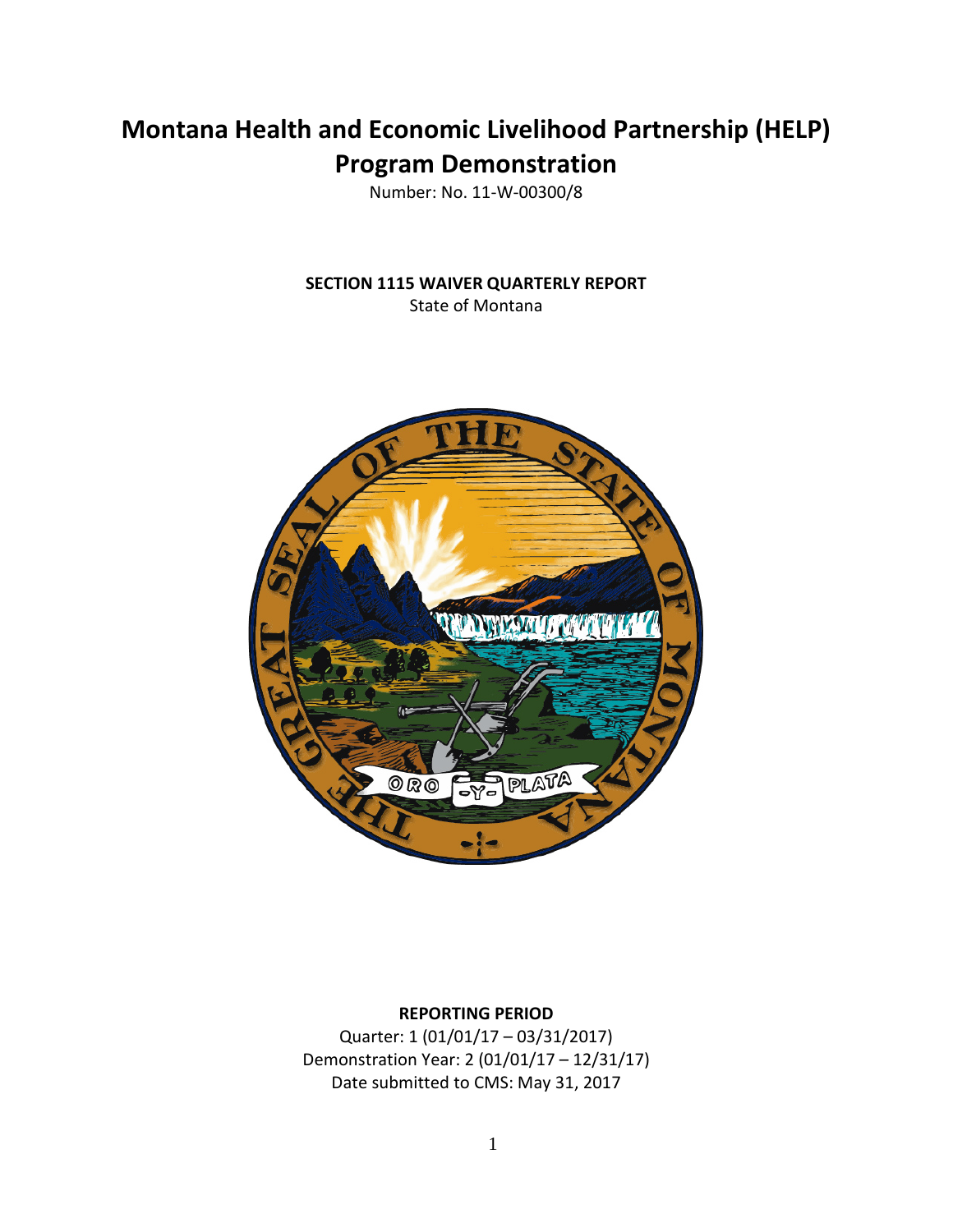# Montana Health and Economic Livelihood Partnership (HELP) Program Demonstration

Number: No. 11-W-00300/8

**SECTION 1115 WAIVER QUARTERLY REPORT**

State of Montana

**REPORTING PERIOD**

Quarter: 1 (01/01/17 – 03/31/2017)

Demonstration Year: 2 (01/01/17 – 12/31/17)

Date submitted to CMS: May 31, 2017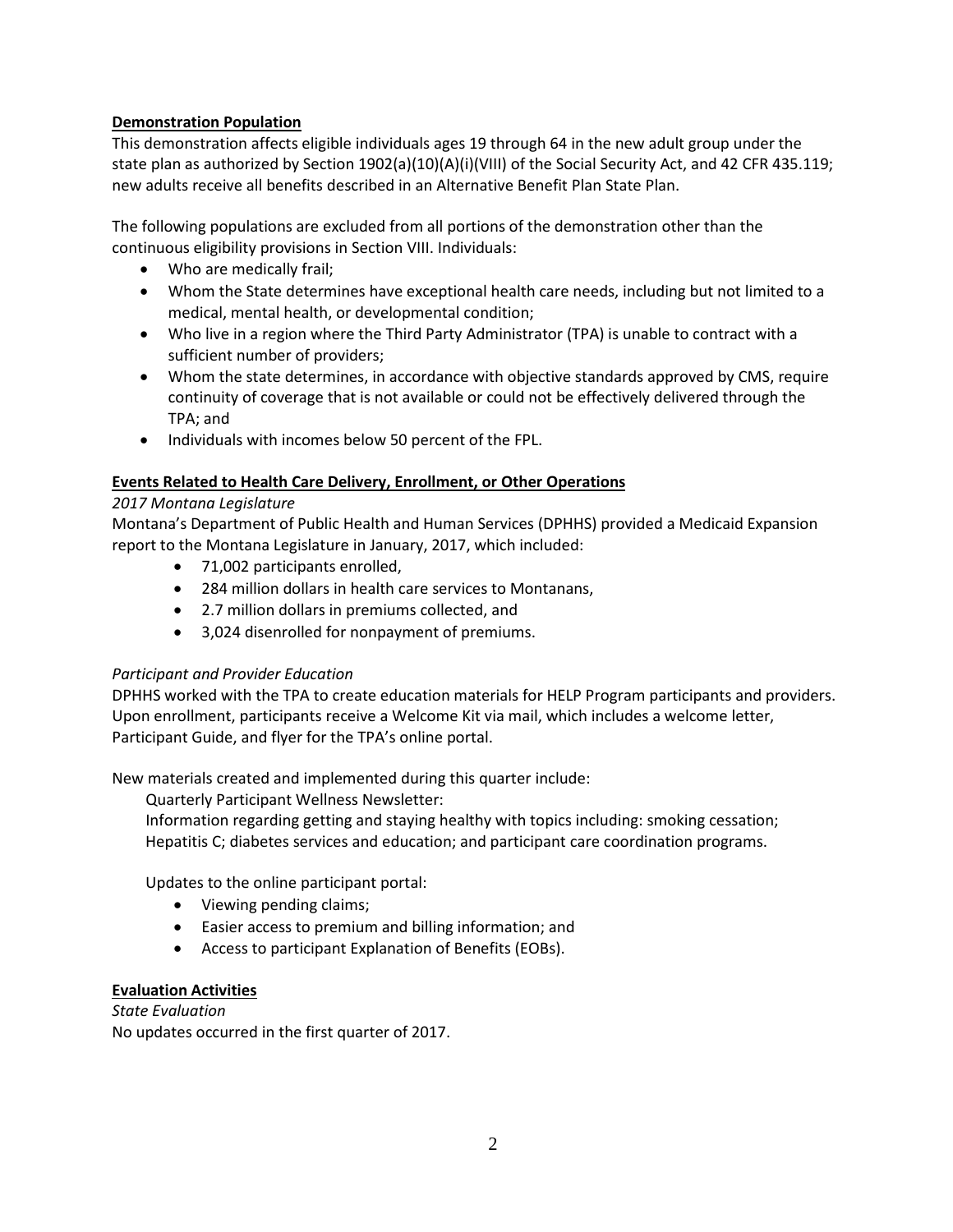**Demonstration Population**

This demonstration affects eligible individuals ages 19 through 64 in the new adult group under the state plan as authorized by Section 1902(a)(10)(A)(i)(VIII) of the Social Security Act, and 42 CFR 435.119; new adults receive all benefits described in an Alternative Benefit Plan State Plan.

The following populations are excluded from all portions of the demonstration other than the continuous eligibility provisions in Section VIII. Individuals:

- Who are medically frail;
- Whom the State determines have exceptional health care needs, including but not limited to a medical, mental health, or developmental condition;
- Who live in a region where the Third Party Administrator (TPA) is unable to contract with a sufficient number of providers;
- Whom the state determines, in accordance with objective standards approved by CMS, require continuity of coverage that is not available or could not be effectively delivered through the TPA; and
- Individuals with incomes below 50 percent of the FPL.

**Events Related to Health Care Delivery, Enrollment, or Other Operations**

*2017 Montana Legislature*

Montana's Department of Public Health and Human Services (DPHHS) provided a Medicaid Expansion report to the Montana Legislature in January, 2017, which included:

- 71,002 participants enrolled,
- 284 million dollars in health care services to Montanans,
- 2.7 million dollars in premiums collected, and
- 3,024 disenrolled for nonpayment of premiums.

*Participant and Provider Education*

DPHHS worked with the TPA to create education materials for HELP Program participants and providers. Upon enrollment, participants receive a Welcome Kit via mail, which includes a welcome letter, Participant Guide, and flyer for the TPA's online portal.

New materials created and implemented during this quarter include:

Quarterly Participant Wellness Newsletter:
Information regarding getting and staying healthy with topics including: smoking cessation; Hepatitis C; diabetes services and education; and participant care coordination programs.

Updates to the online participant portal:

- Viewing pending claims;
- Easier access to premium and billing information; and
- Access to participant Explanation of Benefits (EOBs).

**Evaluation Activities**

*State Evaluation*

No updates occurred in the first quarter of 2017.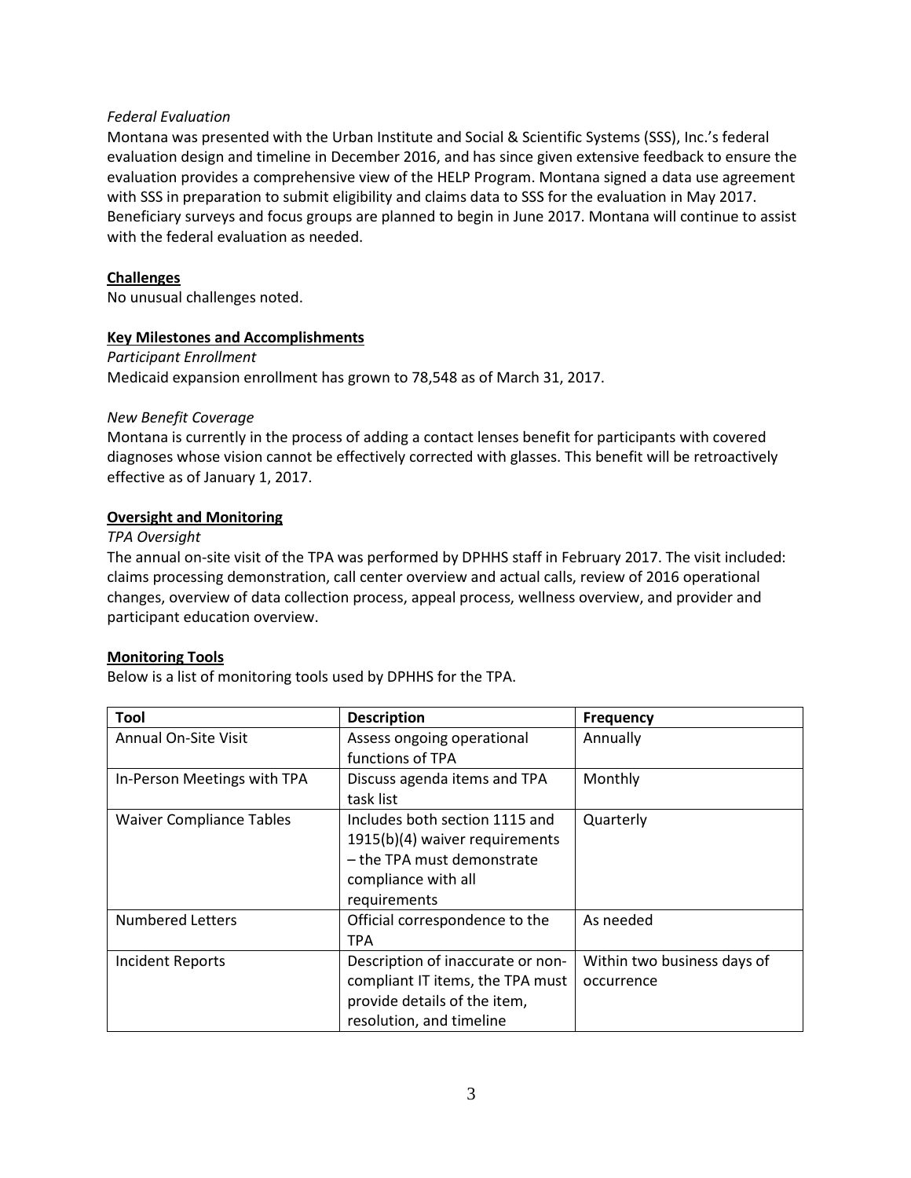*Federal Evaluation*

Montana was presented with the Urban Institute and Social & Scientific Systems (SSS), Inc.'s federal evaluation design and timeline in December 2016, and has since given extensive feedback to ensure the evaluation provides a comprehensive view of the HELP Program. Montana signed a data use agreement with SSS in preparation to submit eligibility and claims data to SSS for the evaluation in May 2017. Beneficiary surveys and focus groups are planned to begin in June 2017. Montana will continue to assist with the federal evaluation as needed.

## Challenges

No unusual challenges noted.

## Key Milestones and Accomplishments

*Participant Enrollment*

Medicaid expansion enrollment has grown to 78,548 as of March 31, 2017.

*New Benefit Coverage*

Montana is currently in the process of adding a contact lenses benefit for participants with covered diagnoses whose vision cannot be effectively corrected with glasses. This benefit will be retroactively effective as of January 1, 2017.

## Oversight and Monitoring

*TPA Oversight*

The annual on-site visit of the TPA was performed by DPHHS staff in February 2017. The visit included: claims processing demonstration, call center overview and actual calls, review of 2016 operational changes, overview of data collection process, appeal process, wellness overview, and provider and participant education overview.

## Monitoring Tools

Below is a list of monitoring tools used by DPHHS for the TPA.

| Tool | Description | Frequency |
|---|---|---|
| Annual On-Site Visit | Assess ongoing operational functions of TPA | Annually |
| In-Person Meetings with TPA | Discuss agenda items and TPA task list | Monthly |
| Waiver Compliance Tables | Includes both section 1115 and 1915(b)(4) waiver requirements – the TPA must demonstrate compliance with all requirements | Quarterly |
| Numbered Letters | Official correspondence to the TPA | As needed |
| Incident Reports | Description of inaccurate or non-compliant IT items, the TPA must provide details of the item, resolution, and timeline | Within two business days of occurrence |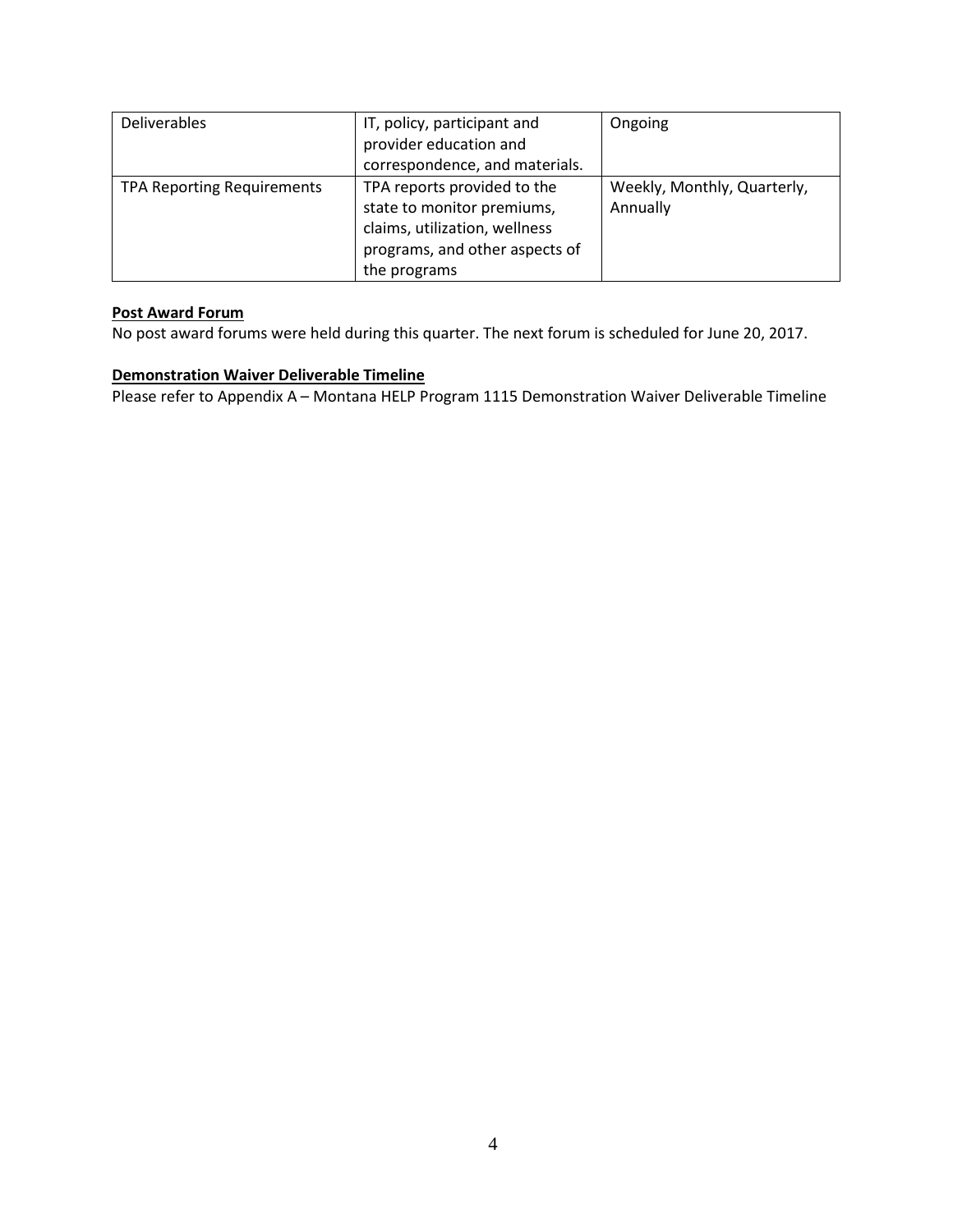| Deliverables | IT, policy, participant and provider education and correspondence, and materials. | Ongoing |
|---|---|---|
| TPA Reporting Requirements | TPA reports provided to the state to monitor premiums, claims, utilization, wellness programs, and other aspects of the programs | Weekly, Monthly, Quarterly, Annually |

**Post Award Forum**

No post award forums were held during this quarter. The next forum is scheduled for June 20, 2017.

**Demonstration Waiver Deliverable Timeline**

Please refer to Appendix A – Montana HELP Program 1115 Demonstration Waiver Deliverable Timeline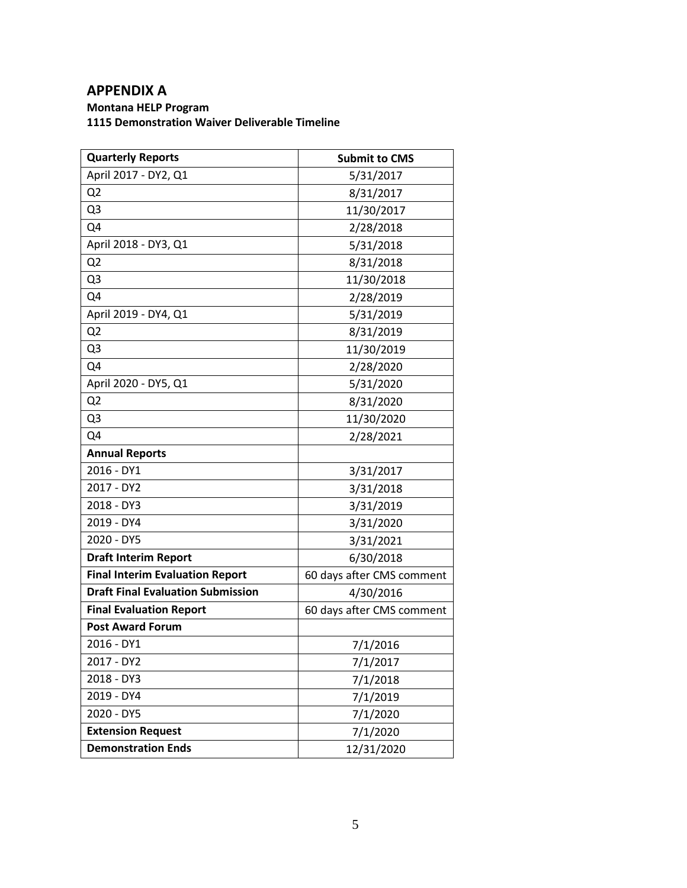# APPENDIX A

**Montana HELP Program**
**1115 Demonstration Waiver Deliverable Timeline**

| **Quarterly Reports** | **Submit to CMS** |
|---|---|
| April 2017 - DY2, Q1 | 5/31/2017 |
| Q2 | 8/31/2017 |
| Q3 | 11/30/2017 |
| Q4 | 2/28/2018 |
| April 2018 - DY3, Q1 | 5/31/2018 |
| Q2 | 8/31/2018 |
| Q3 | 11/30/2018 |
| Q4 | 2/28/2019 |
| April 2019 - DY4, Q1 | 5/31/2019 |
| Q2 | 8/31/2019 |
| Q3 | 11/30/2019 |
| Q4 | 2/28/2020 |
| April 2020 - DY5, Q1 | 5/31/2020 |
| Q2 | 8/31/2020 |
| Q3 | 11/30/2020 |
| Q4 | 2/28/2021 |
| **Annual Reports** | |
| 2016 - DY1 | 3/31/2017 |
| 2017 - DY2 | 3/31/2018 |
| 2018 - DY3 | 3/31/2019 |
| 2019 - DY4 | 3/31/2020 |
| 2020 - DY5 | 3/31/2021 |
| **Draft Interim Report** | 6/30/2018 |
| **Final Interim Evaluation Report** | 60 days after CMS comment |
| **Draft Final Evaluation Submission** | 4/30/2016 |
| **Final Evaluation Report** | 60 days after CMS comment |
| **Post Award Forum** | |
| 2016 - DY1 | 7/1/2016 |
| 2017 - DY2 | 7/1/2017 |
| 2018 - DY3 | 7/1/2018 |
| 2019 - DY4 | 7/1/2019 |
| 2020 - DY5 | 7/1/2020 |
| **Extension Request** | 7/1/2020 |
| **Demonstration Ends** | 12/31/2020 |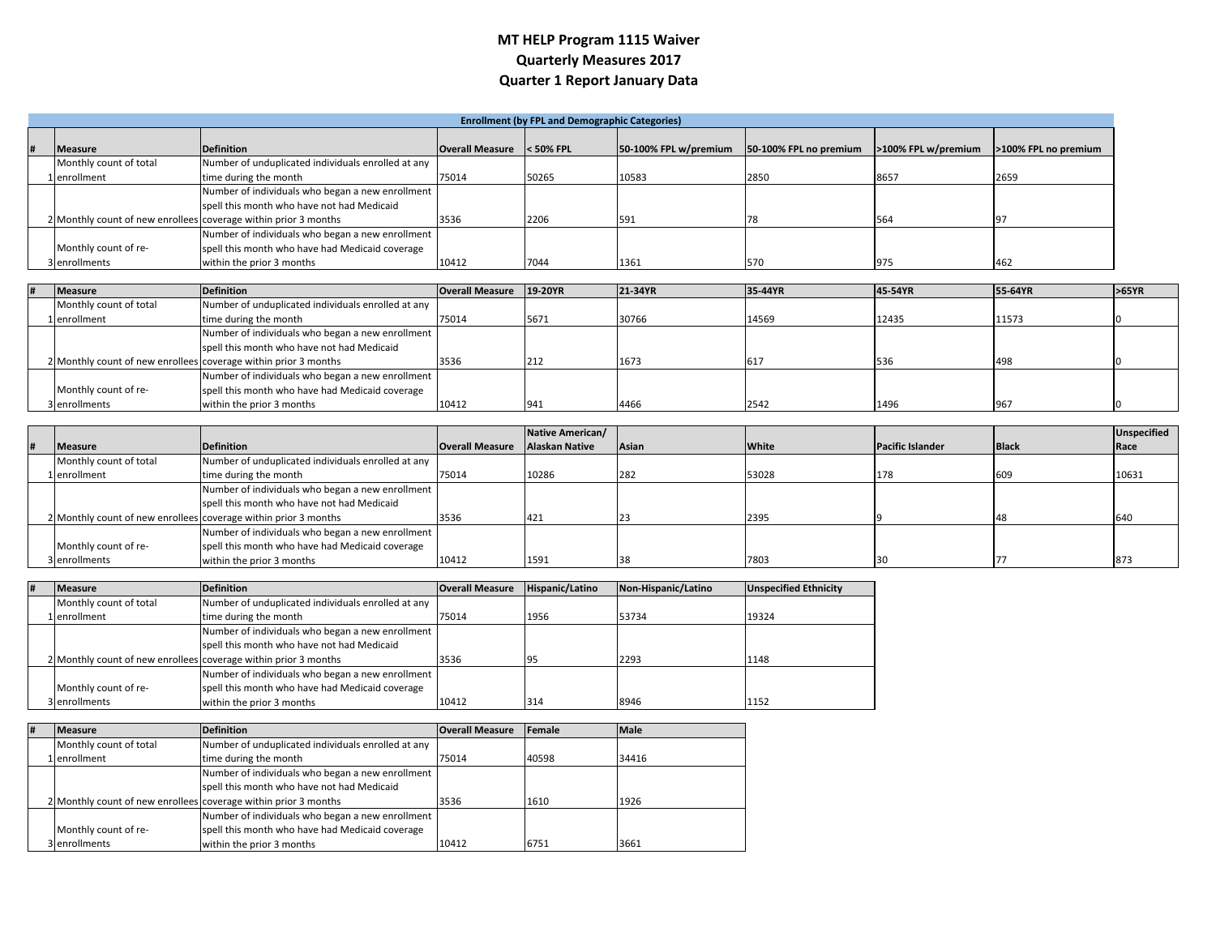# MT HELP Program 1115 Waiver

## Quarterly Measures 2017

## Quarter 1 Report January Data

**Enrollment (by FPL and Demographic Categories)**

| # | Measure | Definition | Overall Measure | < 50% FPL | 50-100% FPL w/premium | 50-100% FPL no premium | >100% FPL w/premium | >100% FPL no premium |
|---|---|---|---|---|---|---|---|---|
| 1 | Monthly count of total enrollment | Number of unduplicated individuals enrolled at any time during the month | 75014 | 50265 | 10583 | 2850 | 8657 | 2659 |
| 2 | Monthly count of new enrollees | Number of individuals who began a new enrollment spell this month who have not had Medicaid coverage within prior 3 months | 3536 | 2206 | 591 | 78 | 564 | 97 |
| 3 | Monthly count of re-enrollments | Number of individuals who began a new enrollment spell this month who have had Medicaid coverage within the prior 3 months | 10412 | 7044 | 1361 | 570 | 975 | 462 |

| # | Measure | Definition | Overall Measure | 19-20YR | 21-34YR | 35-44YR | 45-54YR | 55-64YR | >65YR |
|---|---|---|---|---|---|---|---|---|---|
| 1 | Monthly count of total enrollment | Number of unduplicated individuals enrolled at any time during the month | 75014 | 5671 | 30766 | 14569 | 12435 | 11573 | 0 |
| 2 | Monthly count of new enrollees | Number of individuals who began a new enrollment spell this month who have not had Medicaid coverage within prior 3 months | 3536 | 212 | 1673 | 617 | 536 | 498 | 0 |
| 3 | Monthly count of re-enrollments | Number of individuals who began a new enrollment spell this month who have had Medicaid coverage within the prior 3 months | 10412 | 941 | 4466 | 2542 | 1496 | 967 | 0 |

| # | Measure | Definition | Overall Measure | Native American/ Alaskan Native | Asian | White | Pacific Islander | Black | Unspecified Race |
|---|---|---|---|---|---|---|---|---|---|
| 1 | Monthly count of total enrollment | Number of unduplicated individuals enrolled at any time during the month | 75014 | 10286 | 282 | 53028 | 178 | 609 | 10631 |
| 2 | Monthly count of new enrollees | Number of individuals who began a new enrollment spell this month who have not had Medicaid coverage within prior 3 months | 3536 | 421 | 23 | 2395 | 9 | 48 | 640 |
| 3 | Monthly count of re-enrollments | Number of individuals who began a new enrollment spell this month who have had Medicaid coverage within the prior 3 months | 10412 | 1591 | 38 | 7803 | 30 | 77 | 873 |

| # | Measure | Definition | Overall Measure | Hispanic/Latino | Non-Hispanic/Latino | Unspecified Ethnicity |
|---|---|---|---|---|---|---|
| 1 | Monthly count of total enrollment | Number of unduplicated individuals enrolled at any time during the month | 75014 | 1956 | 53734 | 19324 |
| 2 | Monthly count of new enrollees | Number of individuals who began a new enrollment spell this month who have not had Medicaid coverage within prior 3 months | 3536 | 95 | 2293 | 1148 |
| 3 | Monthly count of re-enrollments | Number of individuals who began a new enrollment spell this month who have had Medicaid coverage within the prior 3 months | 10412 | 314 | 8946 | 1152 |

| # | Measure | Definition | Overall Measure | Female | Male |
|---|---|---|---|---|---|
| 1 | Monthly count of total enrollment | Number of unduplicated individuals enrolled at any time during the month | 75014 | 40598 | 34416 |
| 2 | Monthly count of new enrollees | Number of individuals who began a new enrollment spell this month who have not had Medicaid coverage within prior 3 months | 3536 | 1610 | 1926 |
| 3 | Monthly count of re-enrollments | Number of individuals who began a new enrollment spell this month who have had Medicaid coverage within the prior 3 months | 10412 | 6751 | 3661 |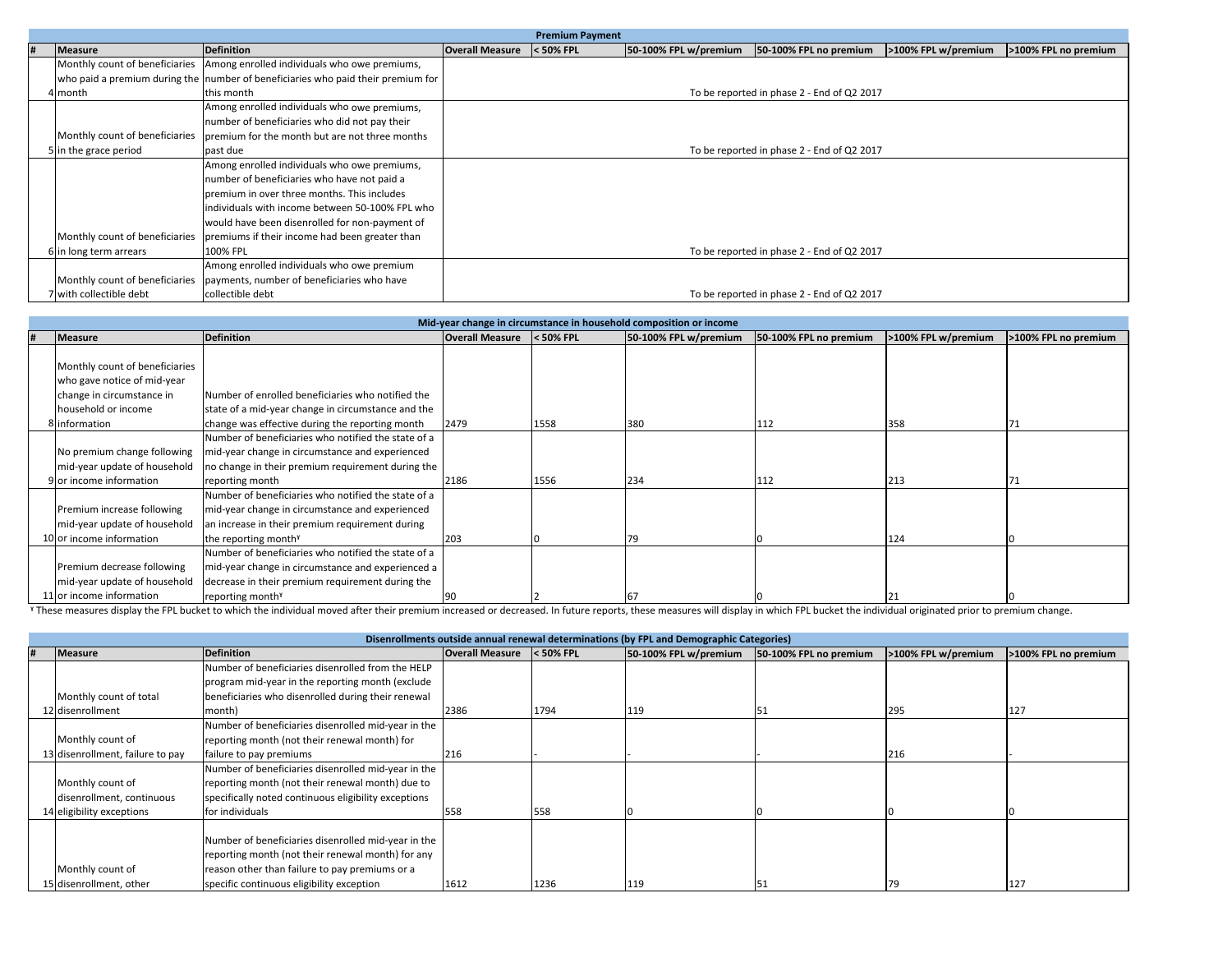| Premium Payment | | | | | | | | |
|---|---|---|---|---|---|---|---|---|
| # | Measure | Definition | Overall Measure | < 50% FPL | 50-100% FPL w/premium | 50-100% FPL no premium | >100% FPL w/premium | >100% FPL no premium |
| 4 | Monthly count of beneficiaries who paid a premium during the month | Among enrolled individuals who owe premiums, number of beneficiaries who paid their premium for this month | To be reported in phase 2 - End of Q2 2017 | | | | | |
| 5 | Monthly count of beneficiaries in the grace period | Among enrolled individuals who owe premiums, number of beneficiaries who did not pay their premium for the month but are not three months past due | To be reported in phase 2 - End of Q2 2017 | | | | | |
| 6 | Monthly count of beneficiaries in long term arrears | Among enrolled individuals who owe premiums, number of beneficiaries who have not paid a premium in over three months. This includes individuals with income between 50-100% FPL who would have been disenrolled for non-payment of premiums if their income had been greater than 100% FPL | To be reported in phase 2 - End of Q2 2017 | | | | | |
| 7 | Monthly count of beneficiaries with collectible debt | Among enrolled individuals who owe premium payments, number of beneficiaries who have collectible debt | To be reported in phase 2 - End of Q2 2017 | | | | | |

| Mid-year change in circumstance in household composition or income | | | | | | | | |
|---|---|---|---|---|---|---|---|---|
| # | Measure | Definition | Overall Measure | < 50% FPL | 50-100% FPL w/premium | 50-100% FPL no premium | >100% FPL w/premium | >100% FPL no premium |
| 8 | Monthly count of beneficiaries who gave notice of mid-year change in circumstance in household or income information | Number of enrolled beneficiaries who notified the state of a mid-year change in circumstance and the change was effective during the reporting month | 2479 | 1558 | 380 | 112 | 358 | 71 |
| 9 | No premium change following mid-year update of household or income information | Number of beneficiaries who notified the state of a mid-year change in circumstance and experienced no change in their premium requirement during the reporting month | 2186 | 1556 | 234 | 112 | 213 | 71 |
| 10 | Premium increase following mid-year update of household or income information | Number of beneficiaries who notified the state of a mid-year change in circumstance and experienced an increase in their premium requirement during the reporting month[¥] | 203 | 0 | 79 | 0 | 124 | 0 |
| 11 | Premium decrease following mid-year update of household or income information | Number of beneficiaries who notified the state of a mid-year change in circumstance and experienced a decrease in their premium requirement during the reporting month[¥] | 90 | 2 | 67 | 0 | 21 | 0 |

[¥] These measures display the FPL bucket to which the individual moved after their premium increased or decreased. In future reports, these measures will display in which FPL bucket the individual originated prior to premium change.

| Disenrollments outside annual renewal determinations (by FPL and Demographic Categories) | | | | | | | | |
|---|---|---|---|---|---|---|---|---|
| # | Measure | Definition | Overall Measure | < 50% FPL | 50-100% FPL w/premium | 50-100% FPL no premium | >100% FPL w/premium | >100% FPL no premium |
| 12 | Monthly count of total disenrollment | Number of beneficiaries disenrolled from the HELP program mid-year in the reporting month (exclude beneficiaries who disenrolled during their renewal month) | 2386 | 1794 | 119 | 51 | 295 | 127 |
| 13 | Monthly count of disenrollment, failure to pay | Number of beneficiaries disenrolled mid-year in the reporting month (not their renewal month) for failure to pay premiums | 216 | - | - | - | 216 | - |
| 14 | Monthly count of disenrollment, continuous eligibility exceptions | Number of beneficiaries disenrolled mid-year in the reporting month (not their renewal month) due to specifically noted continuous eligibility exceptions for individuals | 558 | 558 | 0 | 0 | 0 | 0 |
| 15 | Monthly count of disenrollment, other | Number of beneficiaries disenrolled mid-year in the reporting month (not their renewal month) for any reason other than failure to pay premiums or a specific continuous eligibility exception | 1612 | 1236 | 119 | 51 | 79 | 127 |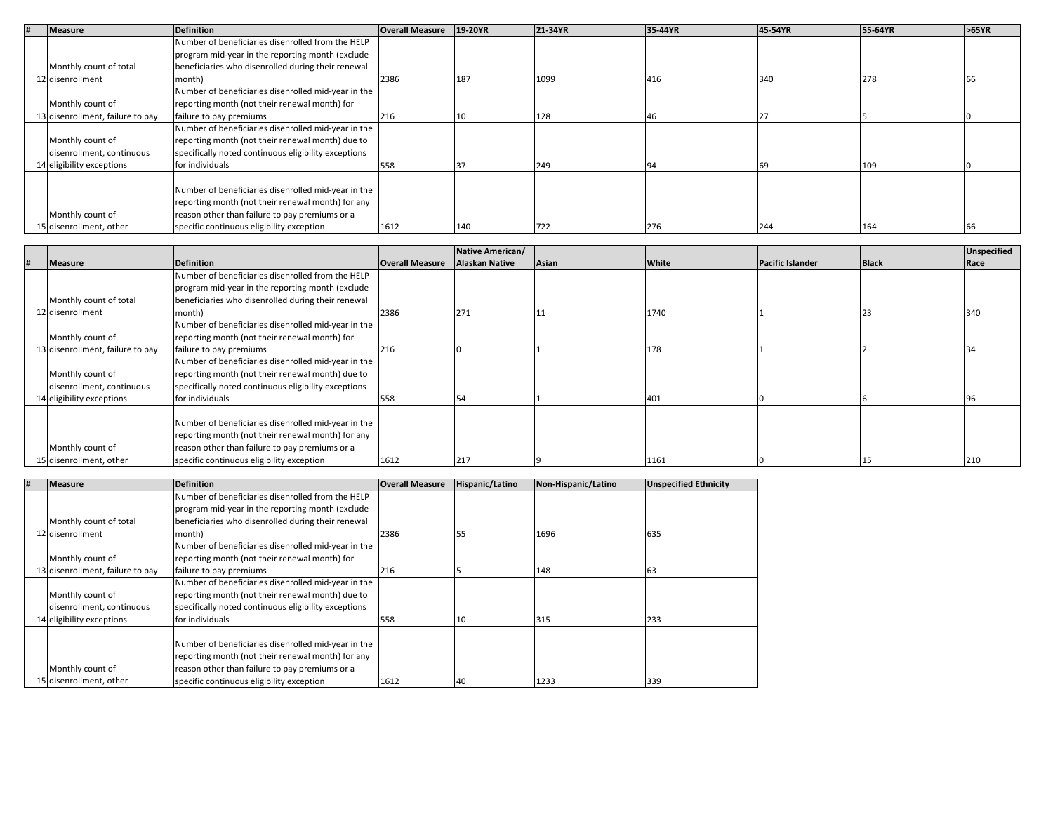| # | Measure | Definition | Overall Measure | 19-20YR | 21-34YR | 35-44YR | 45-54YR | 55-64YR | >65YR |
|---|---|---|---|---|---|---|---|---|---|
| 12 | Monthly count of total disenrollment | Number of beneficiaries disenrolled from the HELP program mid-year in the reporting month (exclude beneficiaries who disenrolled during their renewal month) | 2386 | 187 | 1099 | 416 | 340 | 278 | 66 |
| 13 | Monthly count of disenrollment, failure to pay | Number of beneficiaries disenrolled mid-year in the reporting month (not their renewal month) for failure to pay premiums | 216 | 10 | 128 | 46 | 27 | 5 | 0 |
| 14 | Monthly count of disenrollment, continuous eligibility exceptions | Number of beneficiaries disenrolled mid-year in the reporting month (not their renewal month) due to specifically noted continuous eligibility exceptions for individuals | 558 | 37 | 249 | 94 | 69 | 109 | 0 |
| 15 | Monthly count of disenrollment, other | Number of beneficiaries disenrolled mid-year in the reporting month (not their renewal month) for any reason other than failure to pay premiums or a specific continuous eligibility exception | 1612 | 140 | 722 | 276 | 244 | 164 | 66 |

| # | Measure | Definition | Overall Measure | Native American/ Alaskan Native | Asian | White | Pacific Islander | Black | Unspecified Race |
|---|---|---|---|---|---|---|---|---|---|
| 12 | Monthly count of total disenrollment | Number of beneficiaries disenrolled from the HELP program mid-year in the reporting month (exclude beneficiaries who disenrolled during their renewal month) | 2386 | 271 | 11 | 1740 | 1 | 23 | 340 |
| 13 | Monthly count of disenrollment, failure to pay | Number of beneficiaries disenrolled mid-year in the reporting month (not their renewal month) for failure to pay premiums | 216 | 0 | 1 | 178 | 1 | 2 | 34 |
| 14 | Monthly count of disenrollment, continuous eligibility exceptions | Number of beneficiaries disenrolled mid-year in the reporting month (not their renewal month) due to specifically noted continuous eligibility exceptions for individuals | 558 | 54 | 1 | 401 | 0 | 6 | 96 |
| 15 | Monthly count of disenrollment, other | Number of beneficiaries disenrolled mid-year in the reporting month (not their renewal month) for any reason other than failure to pay premiums or a specific continuous eligibility exception | 1612 | 217 | 9 | 1161 | 0 | 15 | 210 |

| # | Measure | Definition | Overall Measure | Hispanic/Latino | Non-Hispanic/Latino | Unspecified Ethnicity |
|---|---|---|---|---|---|---|
| 12 | Monthly count of total disenrollment | Number of beneficiaries disenrolled from the HELP program mid-year in the reporting month (exclude beneficiaries who disenrolled during their renewal month) | 2386 | 55 | 1696 | 635 |
| 13 | Monthly count of disenrollment, failure to pay | Number of beneficiaries disenrolled mid-year in the reporting month (not their renewal month) for failure to pay premiums | 216 | 5 | 148 | 63 |
| 14 | Monthly count of disenrollment, continuous eligibility exceptions | Number of beneficiaries disenrolled mid-year in the reporting month (not their renewal month) due to specifically noted continuous eligibility exceptions for individuals | 558 | 10 | 315 | 233 |
| 15 | Monthly count of disenrollment, other | Number of beneficiaries disenrolled mid-year in the reporting month (not their renewal month) for any reason other than failure to pay premiums or a specific continuous eligibility exception | 1612 | 40 | 1233 | 339 |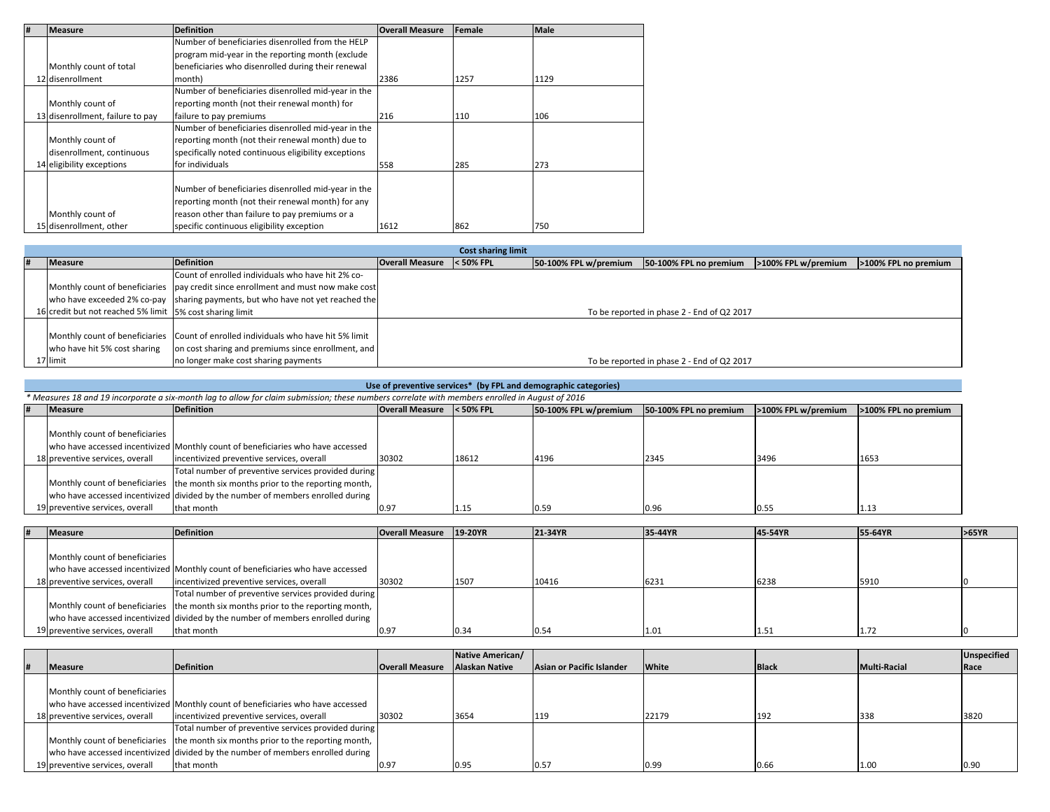| # | Measure | Definition | Overall Measure | Female | Male |
|---|---|---|---|---|---|
| 12 | Monthly count of total disenrollment | Number of beneficiaries disenrolled from the HELP program mid-year in the reporting month (exclude beneficiaries who disenrolled during their renewal month) | 2386 | 1257 | 1129 |
| 13 | Monthly count of disenrollment, failure to pay | Number of beneficiaries disenrolled mid-year in the reporting month (not their renewal month) for failure to pay premiums | 216 | 110 | 106 |
| 14 | Monthly count of disenrollment, continuous eligibility exceptions | Number of beneficiaries disenrolled mid-year in the reporting month (not their renewal month) due to specifically noted continuous eligibility exceptions for individuals | 558 | 285 | 273 |
| 15 | Monthly count of disenrollment, other | Number of beneficiaries disenrolled mid-year in the reporting month (not their renewal month) for any reason other than failure to pay premiums or a specific continuous eligibility exception | 1612 | 862 | 750 |

**Cost sharing limit**

| # | Measure | Definition | Overall Measure | < 50% FPL | 50-100% FPL w/premium | 50-100% FPL no premium | >100% FPL w/premium | >100% FPL no premium |
|---|---|---|---|---|---|---|---|---|
| 16 | Monthly count of beneficiaries who have exceeded 2% co-pay credit but not reached 5% limit | Count of enrolled individuals who have hit 2% co-pay credit since enrollment and must now make cost sharing payments, but who have not yet reached the 5% cost sharing limit | To be reported in phase 2 - End of Q2 2017 | | | | | |
| 17 | Monthly count of beneficiaries who have hit 5% cost sharing limit | Count of enrolled individuals who have hit 5% limit on cost sharing and premiums since enrollment, and no longer make cost sharing payments | To be reported in phase 2 - End of Q2 2017 | | | | | |

**Use of preventive services* (by FPL and demographic categories)**

*\* Measures 18 and 19 incorporate a six-month lag to allow for claim submission; these numbers correlate with members enrolled in August of 2016*

| # | Measure | Definition | Overall Measure | < 50% FPL | 50-100% FPL w/premium | 50-100% FPL no premium | >100% FPL w/premium | >100% FPL no premium |
|---|---|---|---|---|---|---|---|---|
| 18 | Monthly count of beneficiaries who have accessed incentivized preventive services, overall | Monthly count of beneficiaries who have accessed incentivized preventive services, overall | 30302 | 18612 | 4196 | 2345 | 3496 | 1653 |
| 19 | Monthly count of beneficiaries who have accessed incentivized preventive services, overall | Total number of preventive services provided during the month six months prior to the reporting month, divided by the number of members enrolled during that month | 0.97 | 1.15 | 0.59 | 0.96 | 0.55 | 1.13 |

| # | Measure | Definition | Overall Measure | 19-20YR | 21-34YR | 35-44YR | 45-54YR | 55-64YR | >65YR |
|---|---|---|---|---|---|---|---|---|---|
| 18 | Monthly count of beneficiaries who have accessed incentivized preventive services, overall | Monthly count of beneficiaries who have accessed incentivized preventive services, overall | 30302 | 1507 | 10416 | 6231 | 6238 | 5910 | 0 |
| 19 | Monthly count of beneficiaries who have accessed incentivized preventive services, overall | Total number of preventive services provided during the month six months prior to the reporting month, divided by the number of members enrolled during that month | 0.97 | 0.34 | 0.54 | 1.01 | 1.51 | 1.72 | 0 |

| # | Measure | Definition | Overall Measure | Native American/ Alaskan Native | Asian or Pacific Islander | White | Black | Multi-Racial | Unspecified Race |
|---|---|---|---|---|---|---|---|---|---|
| 18 | Monthly count of beneficiaries who have accessed incentivized preventive services, overall | Monthly count of beneficiaries who have accessed incentivized preventive services, overall | 30302 | 3654 | 119 | 22179 | 192 | 338 | 3820 |
| 19 | Monthly count of beneficiaries who have accessed incentivized preventive services, overall | Total number of preventive services provided during the month six months prior to the reporting month, divided by the number of members enrolled during that month | 0.97 | 0.95 | 0.57 | 0.99 | 0.66 | 1.00 | 0.90 |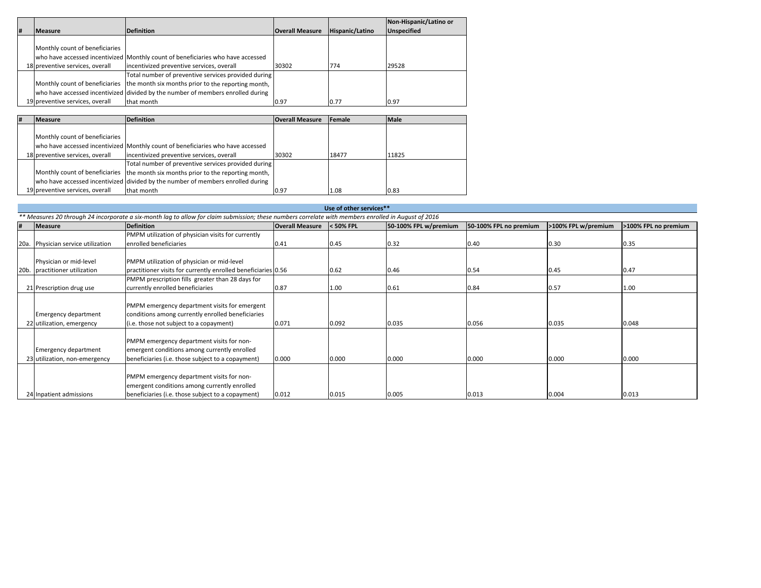| # | Measure | Definition | Overall Measure | Hispanic/Latino | Non-Hispanic/Latino or Unspecified |
|---|---|---|---|---|---|
| 18 | Monthly count of beneficiaries who have accessed incentivized preventive services, overall | Monthly count of beneficiaries who have accessed incentivized preventive services, overall | 30302 | 774 | 29528 |
| 19 | Monthly count of beneficiaries who have accessed incentivized preventive services, overall | Total number of preventive services provided during the month six months prior to the reporting month, divided by the number of members enrolled during that month | 0.97 | 0.77 | 0.97 |

| # | Measure | Definition | Overall Measure | Female | Male |
|---|---|---|---|---|---|
| 18 | Monthly count of beneficiaries who have accessed incentivized preventive services, overall | Monthly count of beneficiaries who have accessed incentivized preventive services, overall | 30302 | 18477 | 11825 |
| 19 | Monthly count of beneficiaries who have accessed incentivized preventive services, overall | Total number of preventive services provided during the month six months prior to the reporting month, divided by the number of members enrolled during that month | 0.97 | 1.08 | 0.83 |

**Use of other services****

*** Measures 20 through 24 incorporate a six-month lag to allow for claim submission; these numbers correlate with members enrolled in August of 2016*

| # | Measure | Definition | Overall Measure | < 50% FPL | 50-100% FPL w/premium | 50-100% FPL no premium | >100% FPL w/premium | >100% FPL no premium |
|---|---|---|---|---|---|---|---|---|
| 20a. | Physician service utilization | PMPM utilization of physician visits for currently enrolled beneficiaries | 0.41 | 0.45 | 0.32 | 0.40 | 0.30 | 0.35 |
| 20b. | Physician or mid-level practitioner utilization | PMPM utilization of physician or mid-level practitioner visits for currently enrolled beneficiaries | 0.56 | 0.62 | 0.46 | 0.54 | 0.45 | 0.47 |
| 21 | Prescription drug use | PMPM prescription fills greater than 28 days for currently enrolled beneficiaries | 0.87 | 1.00 | 0.61 | 0.84 | 0.57 | 1.00 |
| 22 | Emergency department utilization, emergency | PMPM emergency department visits for emergent conditions among currently enrolled beneficiaries (i.e. those not subject to a copayment) | 0.071 | 0.092 | 0.035 | 0.056 | 0.035 | 0.048 |
| 23 | Emergency department utilization, non-emergency | PMPM emergency department visits for non-emergent conditions among currently enrolled beneficiaries (i.e. those subject to a copayment) | 0.000 | 0.000 | 0.000 | 0.000 | 0.000 | 0.000 |
| 24 | Inpatient admissions | PMPM emergency department visits for non-emergent conditions among currently enrolled beneficiaries (i.e. those subject to a copayment) | 0.012 | 0.015 | 0.005 | 0.013 | 0.004 | 0.013 |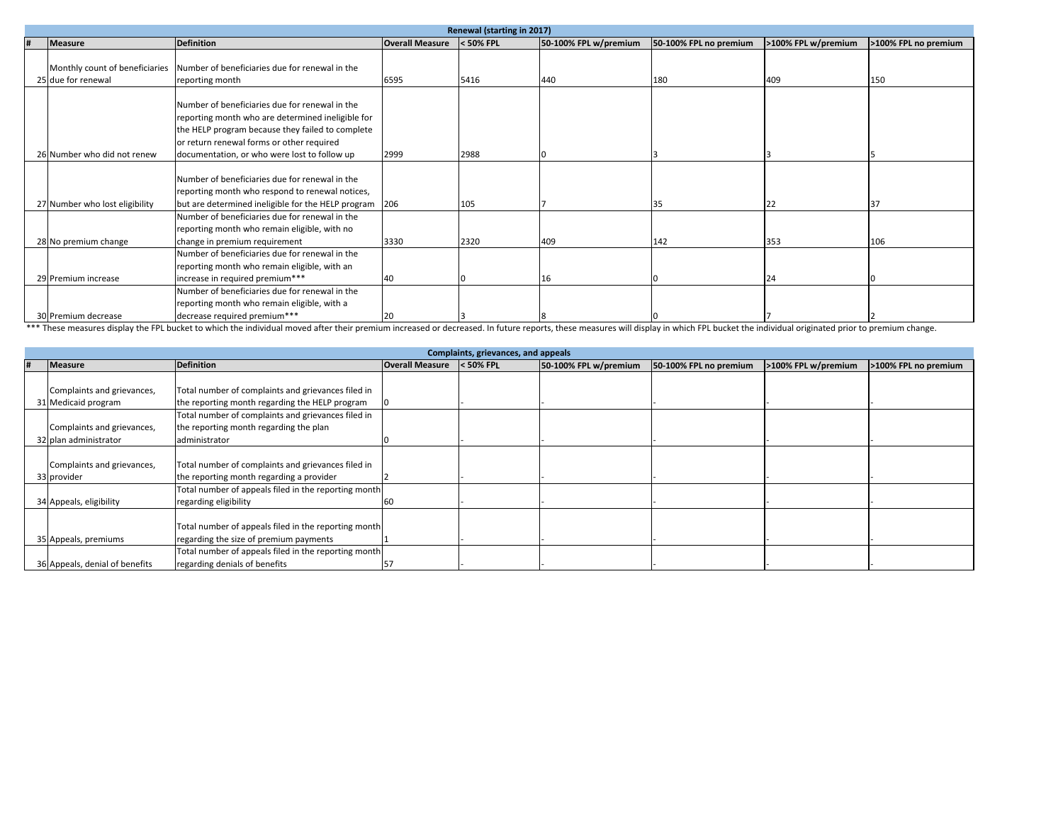## Renewal (starting in 2017)

| # | Measure | Definition | Overall Measure | < 50% FPL | 50-100% FPL w/premium | 50-100% FPL no premium | >100% FPL w/premium | >100% FPL no premium |
|---|---|---|---|---|---|---|---|---|
| 25 | Monthly count of beneficiaries due for renewal | Number of beneficiaries due for renewal in the reporting month | 6595 | 5416 | 440 | 180 | 409 | 150 |
| 26 | Number who did not renew | Number of beneficiaries due for renewal in the reporting month who are determined ineligible for the HELP program because they failed to complete or return renewal forms or other required documentation, or who were lost to follow up | 2999 | 2988 | 0 | 3 | 3 | 5 |
| 27 | Number who lost eligibility | Number of beneficiaries due for renewal in the reporting month who respond to renewal notices, but are determined ineligible for the HELP program | 206 | 105 | 7 | 35 | 22 | 37 |
| 28 | No premium change | Number of beneficiaries due for renewal in the reporting month who remain eligible, with no change in premium requirement | 3330 | 2320 | 409 | 142 | 353 | 106 |
| 29 | Premium increase | Number of beneficiaries due for renewal in the reporting month who remain eligible, with an increase in required premium*** | 40 | 0 | 16 | 0 | 24 | 0 |
| 30 | Premium decrease | Number of beneficiaries due for renewal in the reporting month who remain eligible, with a decrease required premium*** | 20 | 3 | 8 | 0 | 7 | 2 |

*** These measures display the FPL bucket to which the individual moved after their premium increased or decreased. In future reports, these measures will display in which FPL bucket the individual originated prior to premium change.

## Complaints, grievances, and appeals

| # | Measure | Definition | Overall Measure | < 50% FPL | 50-100% FPL w/premium | 50-100% FPL no premium | >100% FPL w/premium | >100% FPL no premium |
|---|---|---|---|---|---|---|---|---|
| 31 | Complaints and grievances, Medicaid program | Total number of complaints and grievances filed in the reporting month regarding the HELP program | 0 | - | - | - | - | - |
| 32 | Complaints and grievances, plan administrator | Total number of complaints and grievances filed in the reporting month regarding the plan administrator | 0 | - | - | - | - | - |
| 33 | Complaints and grievances, provider | Total number of complaints and grievances filed in the reporting month regarding a provider | 2 | - | - | - | - | - |
| 34 | Appeals, eligibility | Total number of appeals filed in the reporting month regarding eligibility | 60 | - | - | - | - | - |
| 35 | Appeals, premiums | Total number of appeals filed in the reporting month regarding the size of premium payments | 1 | - | - | - | - | - |
| 36 | Appeals, denial of benefits | Total number of appeals filed in the reporting month regarding denials of benefits | 57 | - | - | - | - | - |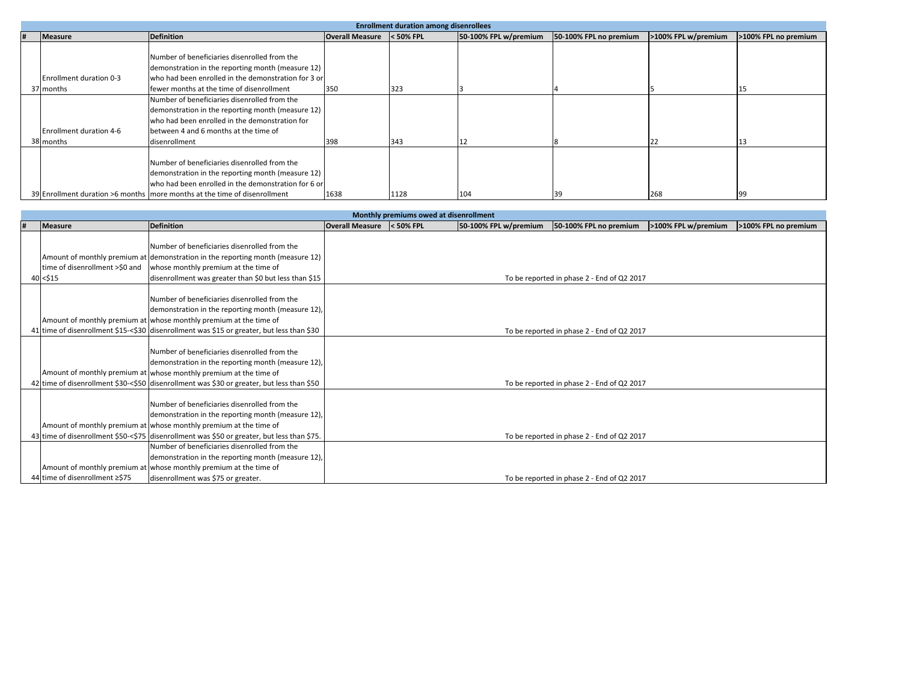| # | Measure | Definition | Overall Measure | < 50% FPL | 50-100% FPL w/premium | 50-100% FPL no premium | >100% FPL w/premium | >100% FPL no premium |
|---|---|---|---|---|---|---|---|---|
| **Enrollment duration among disenrollees** | | | | | | | | |
| 37 | Enrollment duration 0-3 months | Number of beneficiaries disenrolled from the demonstration in the reporting month (measure 12) who had been enrolled in the demonstration for 3 or fewer months at the time of disenrollment | 350 | 323 | 3 | 4 | 5 | 15 |
| 38 | Enrollment duration 4-6 months | Number of beneficiaries disenrolled from the demonstration in the reporting month (measure 12) who had been enrolled in the demonstration for between 4 and 6 months at the time of disenrollment | 398 | 343 | 12 | 8 | 22 | 13 |
| 39 | Enrollment duration >6 months | Number of beneficiaries disenrolled from the demonstration in the reporting month (measure 12) who had been enrolled in the demonstration for 6 or more months at the time of disenrollment | 1638 | 1128 | 104 | 39 | 268 | 99 |

| # | Measure | Definition | Overall Measure | < 50% FPL | 50-100% FPL w/premium | 50-100% FPL no premium | >100% FPL w/premium | >100% FPL no premium |
|---|---|---|---|---|---|---|---|---|
| **Monthly premiums owed at disenrollment** | | | | | | | | |
| 40 | Amount of monthly premium at time of disenrollment >$0 and <$15 | Number of beneficiaries disenrolled from the demonstration in the reporting month (measure 12) whose monthly premium at the time of disenrollment was greater than $0 but less than $15 | To be reported in phase 2 - End of Q2 2017 | | | | | |
| 41 | Amount of monthly premium at time of disenrollment $15-<$30 | Number of beneficiaries disenrolled from the demonstration in the reporting month (measure 12), whose monthly premium at the time of disenrollment was $15 or greater, but less than $30 | To be reported in phase 2 - End of Q2 2017 | | | | | |
| 42 | Amount of monthly premium at time of disenrollment $30-<$50 | Number of beneficiaries disenrolled from the demonstration in the reporting month (measure 12), whose monthly premium at the time of disenrollment was $30 or greater, but less than $50 | To be reported in phase 2 - End of Q2 2017 | | | | | |
| 43 | Amount of monthly premium at time of disenrollment $50-<$75 | Number of beneficiaries disenrolled from the demonstration in the reporting month (measure 12), whose monthly premium at the time of disenrollment was $50 or greater, but less than $75. | To be reported in phase 2 - End of Q2 2017 | | | | | |
| 44 | Amount of monthly premium at time of disenrollment ≥$75 | Number of beneficiaries disenrolled from the demonstration in the reporting month (measure 12), whose monthly premium at the time of disenrollment was $75 or greater. | To be reported in phase 2 - End of Q2 2017 | | | | | |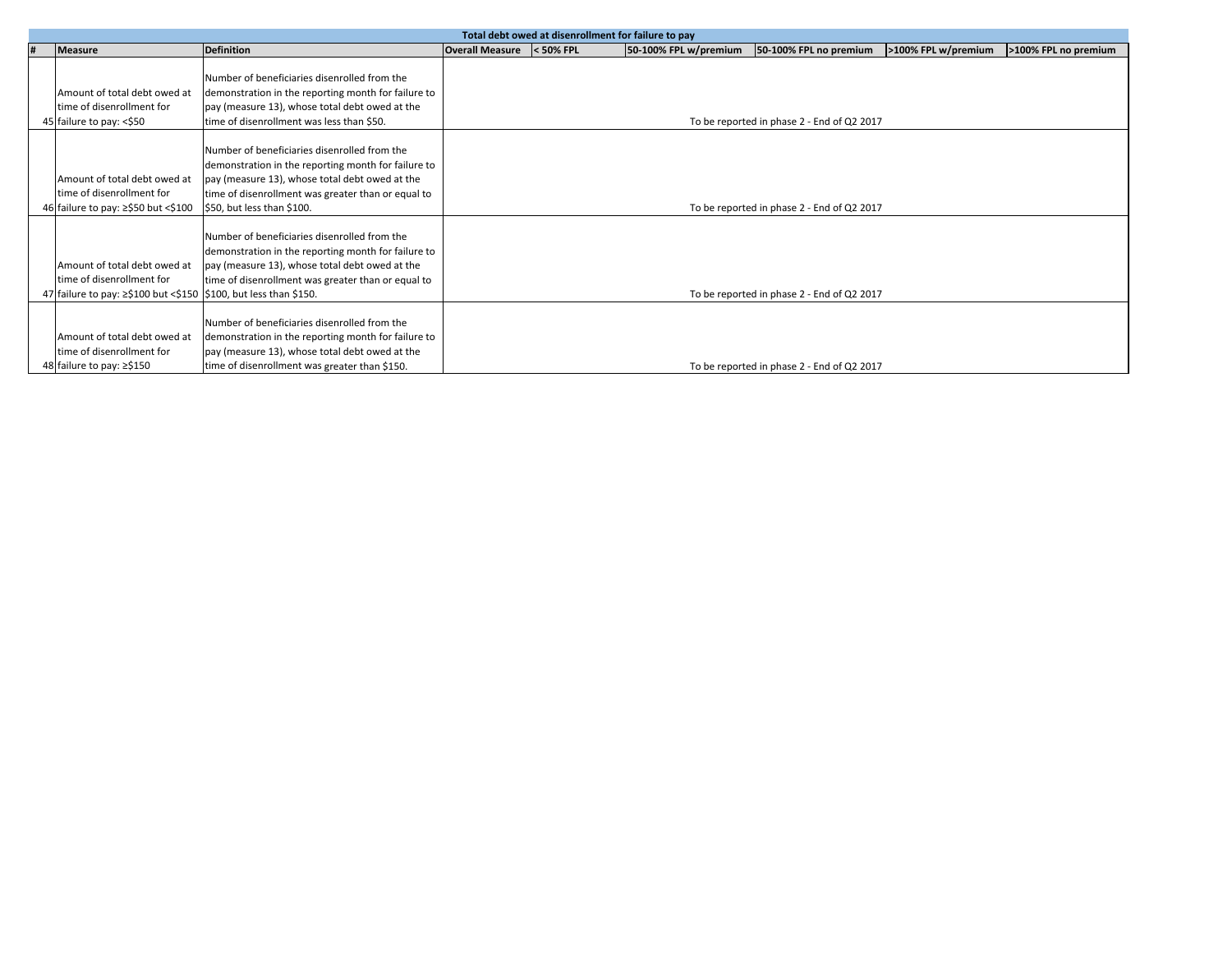| Total debt owed at disenrollment for failure to pay | | | | | | | | |
|---|---|---|---|---|---|---|---|---|
| # | Measure | Definition | Overall Measure | < 50% FPL | 50-100% FPL w/premium | 50-100% FPL no premium | >100% FPL w/premium | >100% FPL no premium |
| 45 | Amount of total debt owed at time of disenrollment for failure to pay: <$50 | Number of beneficiaries disenrolled from the demonstration in the reporting month for failure to pay (measure 13), whose total debt owed at the time of disenrollment was less than $50. | To be reported in phase 2 - End of Q2 2017 | | | | | |
| 46 | Amount of total debt owed at time of disenrollment for failure to pay: ≥$50 but <$100 | Number of beneficiaries disenrolled from the demonstration in the reporting month for failure to pay (measure 13), whose total debt owed at the time of disenrollment was greater than or equal to $50, but less than $100. | To be reported in phase 2 - End of Q2 2017 | | | | | |
| 47 | Amount of total debt owed at time of disenrollment for failure to pay: ≥$100 but <$150 | Number of beneficiaries disenrolled from the demonstration in the reporting month for failure to pay (measure 13), whose total debt owed at the time of disenrollment was greater than or equal to $100, but less than $150. | To be reported in phase 2 - End of Q2 2017 | | | | | |
| 48 | Amount of total debt owed at time of disenrollment for failure to pay: ≥$150 | Number of beneficiaries disenrolled from the demonstration in the reporting month for failure to pay (measure 13), whose total debt owed at the time of disenrollment was greater than $150. | To be reported in phase 2 - End of Q2 2017 | | | | | |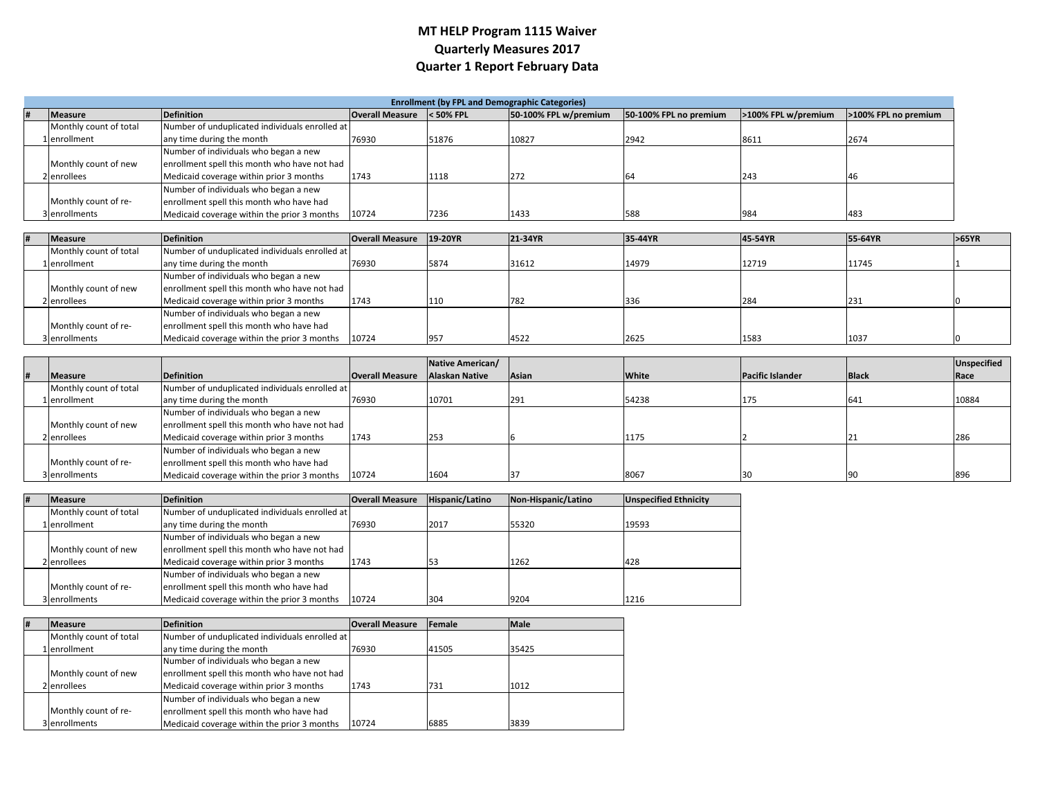# MT HELP Program 1115 Waiver
## Quarterly Measures 2017
## Quarter 1 Report February Data

**Enrollment (by FPL and Demographic Categories)**

| # | Measure | Definition | Overall Measure | < 50% FPL | 50-100% FPL w/premium | 50-100% FPL no premium | >100% FPL w/premium | >100% FPL no premium |
|---|---|---|---|---|---|---|---|---|
| 1 | Monthly count of total enrollment | Number of unduplicated individuals enrolled at any time during the month | 76930 | 51876 | 10827 | 2942 | 8611 | 2674 |
| 2 | Monthly count of new enrollees | Number of individuals who began a new enrollment spell this month who have not had Medicaid coverage within prior 3 months | 1743 | 1118 | 272 | 64 | 243 | 46 |
| 3 | Monthly count of re-enrollments | Number of individuals who began a new enrollment spell this month who have had Medicaid coverage within the prior 3 months | 10724 | 7236 | 1433 | 588 | 984 | 483 |

| # | Measure | Definition | Overall Measure | 19-20YR | 21-34YR | 35-44YR | 45-54YR | 55-64YR | >65YR |
|---|---|---|---|---|---|---|---|---|---|
| 1 | Monthly count of total enrollment | Number of unduplicated individuals enrolled at any time during the month | 76930 | 5874 | 31612 | 14979 | 12719 | 11745 | 1 |
| 2 | Monthly count of new enrollees | Number of individuals who began a new enrollment spell this month who have not had Medicaid coverage within prior 3 months | 1743 | 110 | 782 | 336 | 284 | 231 | 0 |
| 3 | Monthly count of re-enrollments | Number of individuals who began a new enrollment spell this month who have had Medicaid coverage within the prior 3 months | 10724 | 957 | 4522 | 2625 | 1583 | 1037 | 0 |

| # | Measure | Definition | Overall Measure | Native American/ Alaskan Native | Asian | White | Pacific Islander | Black | Unspecified Race |
|---|---|---|---|---|---|---|---|---|---|
| 1 | Monthly count of total enrollment | Number of unduplicated individuals enrolled at any time during the month | 76930 | 10701 | 291 | 54238 | 175 | 641 | 10884 |
| 2 | Monthly count of new enrollees | Number of individuals who began a new enrollment spell this month who have not had Medicaid coverage within prior 3 months | 1743 | 253 | 6 | 1175 | 2 | 21 | 286 |
| 3 | Monthly count of re-enrollments | Number of individuals who began a new enrollment spell this month who have had Medicaid coverage within the prior 3 months | 10724 | 1604 | 37 | 8067 | 30 | 90 | 896 |

| # | Measure | Definition | Overall Measure | Hispanic/Latino | Non-Hispanic/Latino | Unspecified Ethnicity |
|---|---|---|---|---|---|---|
| 1 | Monthly count of total enrollment | Number of unduplicated individuals enrolled at any time during the month | 76930 | 2017 | 55320 | 19593 |
| 2 | Monthly count of new enrollees | Number of individuals who began a new enrollment spell this month who have not had Medicaid coverage within prior 3 months | 1743 | 53 | 1262 | 428 |
| 3 | Monthly count of re-enrollments | Number of individuals who began a new enrollment spell this month who have had Medicaid coverage within the prior 3 months | 10724 | 304 | 9204 | 1216 |

| # | Measure | Definition | Overall Measure | Female | Male |
|---|---|---|---|---|---|
| 1 | Monthly count of total enrollment | Number of unduplicated individuals enrolled at any time during the month | 76930 | 41505 | 35425 |
| 2 | Monthly count of new enrollees | Number of individuals who began a new enrollment spell this month who have not had Medicaid coverage within prior 3 months | 1743 | 731 | 1012 |
| 3 | Monthly count of re-enrollments | Number of individuals who began a new enrollment spell this month who have had Medicaid coverage within the prior 3 months | 10724 | 6885 | 3839 |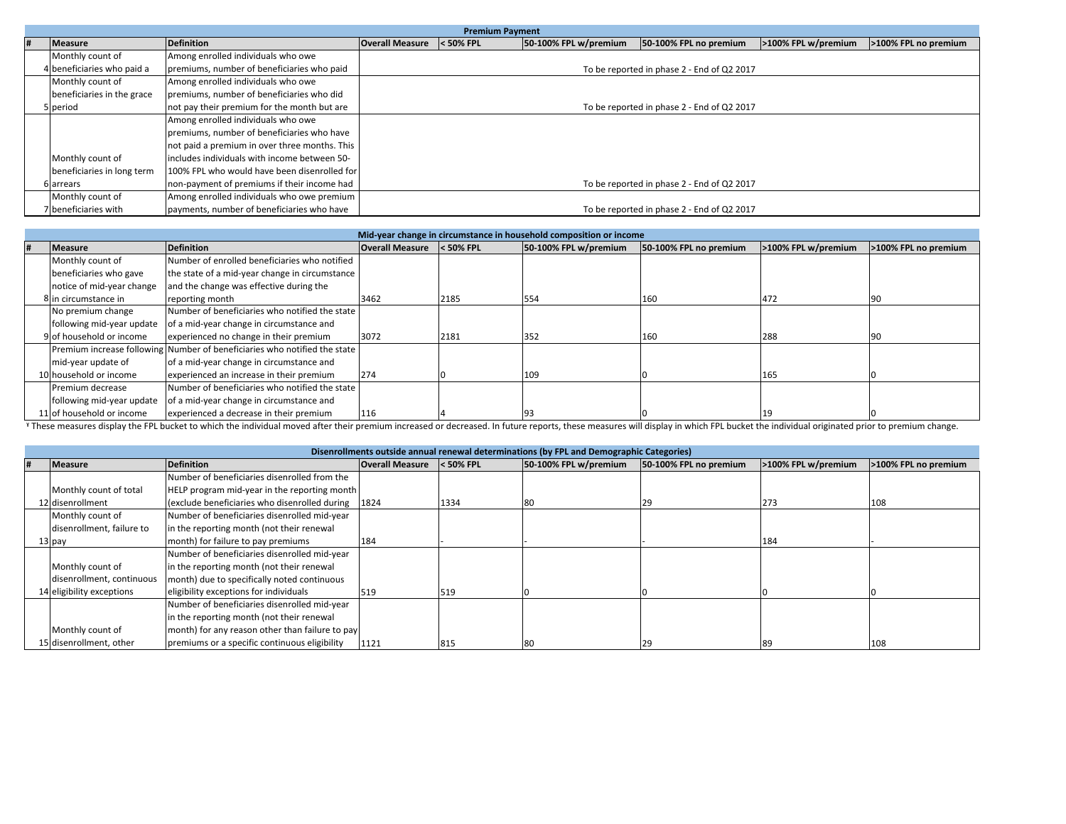| # | Measure | Definition | Overall Measure | < 50% FPL | 50-100% FPL w/premium | 50-100% FPL no premium | >100% FPL w/premium | >100% FPL no premium |
|---|---|---|---|---|---|---|---|---|
| **Premium Payment** | | | | | | | | |
| 4 | Monthly count of beneficiaries who paid a | Among enrolled individuals who owe premiums, number of beneficiaries who paid | To be reported in phase 2 - End of Q2 2017 | | | | | |
| 5 | Monthly count of beneficiaries in the grace period | Among enrolled individuals who owe premiums, number of beneficiaries who did not pay their premium for the month but are | To be reported in phase 2 - End of Q2 2017 | | | | | |
| 6 | Monthly count of beneficiaries in long term arrears | Among enrolled individuals who owe premiums, number of beneficiaries who have not paid a premium in over three months. This includes individuals with income between 50-100% FPL who would have been disenrolled for non-payment of premiums if their income had | To be reported in phase 2 - End of Q2 2017 | | | | | |
| 7 | Monthly count of beneficiaries with | Among enrolled individuals who owe premium payments, number of beneficiaries who have | To be reported in phase 2 - End of Q2 2017 | | | | | |

| # | Measure | Definition | Overall Measure | < 50% FPL | 50-100% FPL w/premium | 50-100% FPL no premium | >100% FPL w/premium | >100% FPL no premium |
|---|---|---|---|---|---|---|---|---|
| **Mid-year change in circumstance in household composition or income** | | | | | | | | |
| 8 | Monthly count of beneficiaries who gave notice of mid-year change in circumstance in | Number of enrolled beneficiaries who notified the state of a mid-year change in circumstance and the change was effective during the reporting month | 3462 | 2185 | 554 | 160 | 472 | 90 |
| 9 | No premium change following mid-year update of household or income | Number of beneficiaries who notified the state of a mid-year change in circumstance and experienced no change in their premium | 3072 | 2181 | 352 | 160 | 288 | 90 |
| 10 | Premium increase following mid-year update of household or income | Number of beneficiaries who notified the state of a mid-year change in circumstance and experienced an increase in their premium | 274 | 0 | 109 | 0 | 165 | 0 |
| 11 | Premium decrease following mid-year update of household or income | Number of beneficiaries who notified the state of a mid-year change in circumstance and experienced a decrease in their premium | 116 | 4 | 93 | 0 | 19 | 0 |

¥ These measures display the FPL bucket to which the individual moved after their premium increased or decreased. In future reports, these measures will display in which FPL bucket the individual originated prior to premium change.

| # | Measure | Definition | Overall Measure | < 50% FPL | 50-100% FPL w/premium | 50-100% FPL no premium | >100% FPL w/premium | >100% FPL no premium |
|---|---|---|---|---|---|---|---|---|
| **Disenrollments outside annual renewal determinations (by FPL and Demographic Categories)** | | | | | | | | |
| 12 | Monthly count of total disenrollment | Number of beneficiaries disenrolled from the HELP program mid-year in the reporting month (exclude beneficiaries who disenrolled during | 1824 | 1334 | 80 | 29 | 273 | 108 |
| 13 | Monthly count of disenrollment, failure to pay | Number of beneficiaries disenrolled mid-year in the reporting month (not their renewal month) for failure to pay premiums | 184 | - | - | - | 184 | - |
| 14 | Monthly count of disenrollment, continuous eligibility exceptions | Number of beneficiaries disenrolled mid-year in the reporting month (not their renewal month) due to specifically noted continuous eligibility exceptions for individuals | 519 | 519 | 0 | 0 | 0 | 0 |
| 15 | Monthly count of disenrollment, other | Number of beneficiaries disenrolled mid-year in the reporting month (not their renewal month) for any reason other than failure to pay premiums or a specific continuous eligibility | 1121 | 815 | 80 | 29 | 89 | 108 |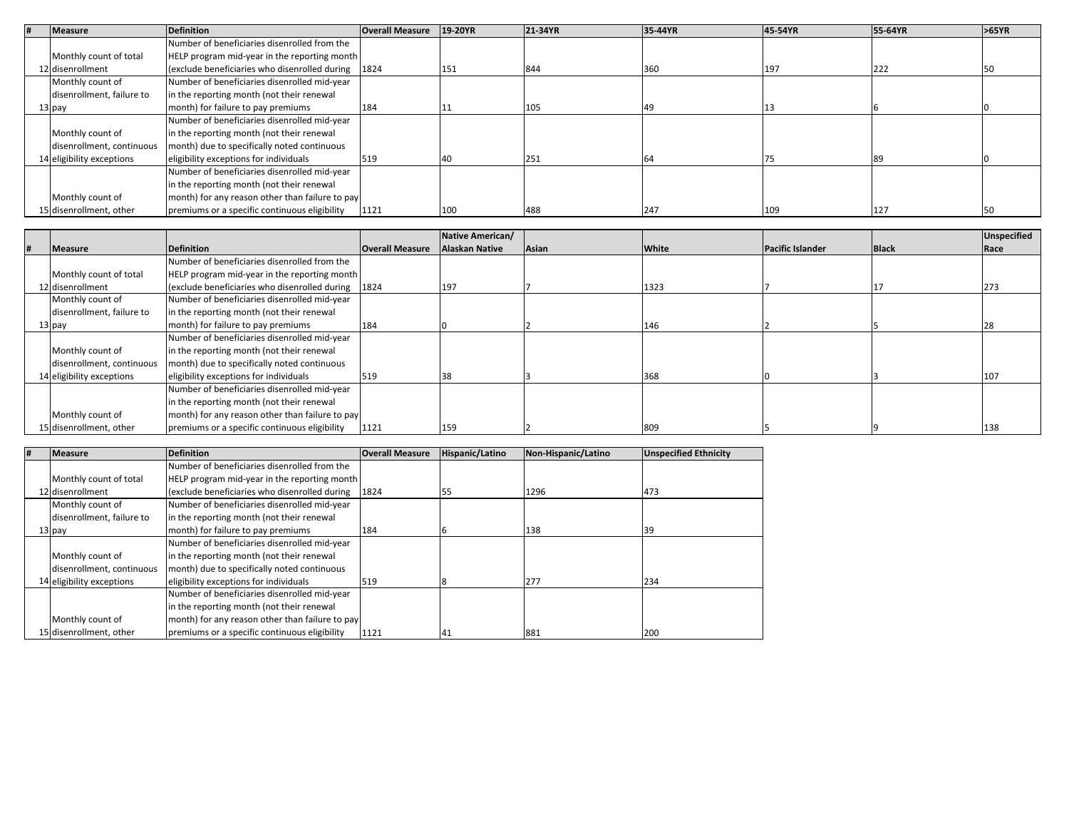| # | Measure | Definition | Overall Measure | 19-20YR | 21-34YR | 35-44YR | 45-54YR | 55-64YR | >65YR |
|---|---|---|---|---|---|---|---|---|---|
| 12 | Monthly count of total disenrollment | Number of beneficiaries disenrolled from the HELP program mid-year in the reporting month (exclude beneficiaries who disenrolled during | 1824 | 151 | 844 | 360 | 197 | 222 | 50 |
| 13 | Monthly count of disenrollment, failure to pay | Number of beneficiaries disenrolled mid-year in the reporting month (not their renewal month) for failure to pay premiums | 184 | 11 | 105 | 49 | 13 | 6 | 0 |
| 14 | Monthly count of disenrollment, continuous eligibility exceptions | Number of beneficiaries disenrolled mid-year in the reporting month (not their renewal month) due to specifically noted continuous eligibility exceptions for individuals | 519 | 40 | 251 | 64 | 75 | 89 | 0 |
| 15 | Monthly count of disenrollment, other | Number of beneficiaries disenrolled mid-year in the reporting month (not their renewal month) for any reason other than failure to pay premiums or a specific continuous eligibility | 1121 | 100 | 488 | 247 | 109 | 127 | 50 |

| # | Measure | Definition | Overall Measure | Native American/ Alaskan Native | Asian | White | Pacific Islander | Black | Unspecified Race |
|---|---|---|---|---|---|---|---|---|---|
| 12 | Monthly count of total disenrollment | Number of beneficiaries disenrolled from the HELP program mid-year in the reporting month (exclude beneficiaries who disenrolled during | 1824 | 197 | 7 | 1323 | 7 | 17 | 273 |
| 13 | Monthly count of disenrollment, failure to pay | Number of beneficiaries disenrolled mid-year in the reporting month (not their renewal month) for failure to pay premiums | 184 | 0 | 2 | 146 | 2 | 5 | 28 |
| 14 | Monthly count of disenrollment, continuous eligibility exceptions | Number of beneficiaries disenrolled mid-year in the reporting month (not their renewal month) due to specifically noted continuous eligibility exceptions for individuals | 519 | 38 | 3 | 368 | 0 | 3 | 107 |
| 15 | Monthly count of disenrollment, other | Number of beneficiaries disenrolled mid-year in the reporting month (not their renewal month) for any reason other than failure to pay premiums or a specific continuous eligibility | 1121 | 159 | 2 | 809 | 5 | 9 | 138 |

| # | Measure | Definition | Overall Measure | Hispanic/Latino | Non-Hispanic/Latino | Unspecified Ethnicity |
|---|---|---|---|---|---|---|
| 12 | Monthly count of total disenrollment | Number of beneficiaries disenrolled from the HELP program mid-year in the reporting month (exclude beneficiaries who disenrolled during | 1824 | 55 | 1296 | 473 |
| 13 | Monthly count of disenrollment, failure to pay | Number of beneficiaries disenrolled mid-year in the reporting month (not their renewal month) for failure to pay premiums | 184 | 6 | 138 | 39 |
| 14 | Monthly count of disenrollment, continuous eligibility exceptions | Number of beneficiaries disenrolled mid-year in the reporting month (not their renewal month) due to specifically noted continuous eligibility exceptions for individuals | 519 | 8 | 277 | 234 |
| 15 | Monthly count of disenrollment, other | Number of beneficiaries disenrolled mid-year in the reporting month (not their renewal month) for any reason other than failure to pay premiums or a specific continuous eligibility | 1121 | 41 | 881 | 200 |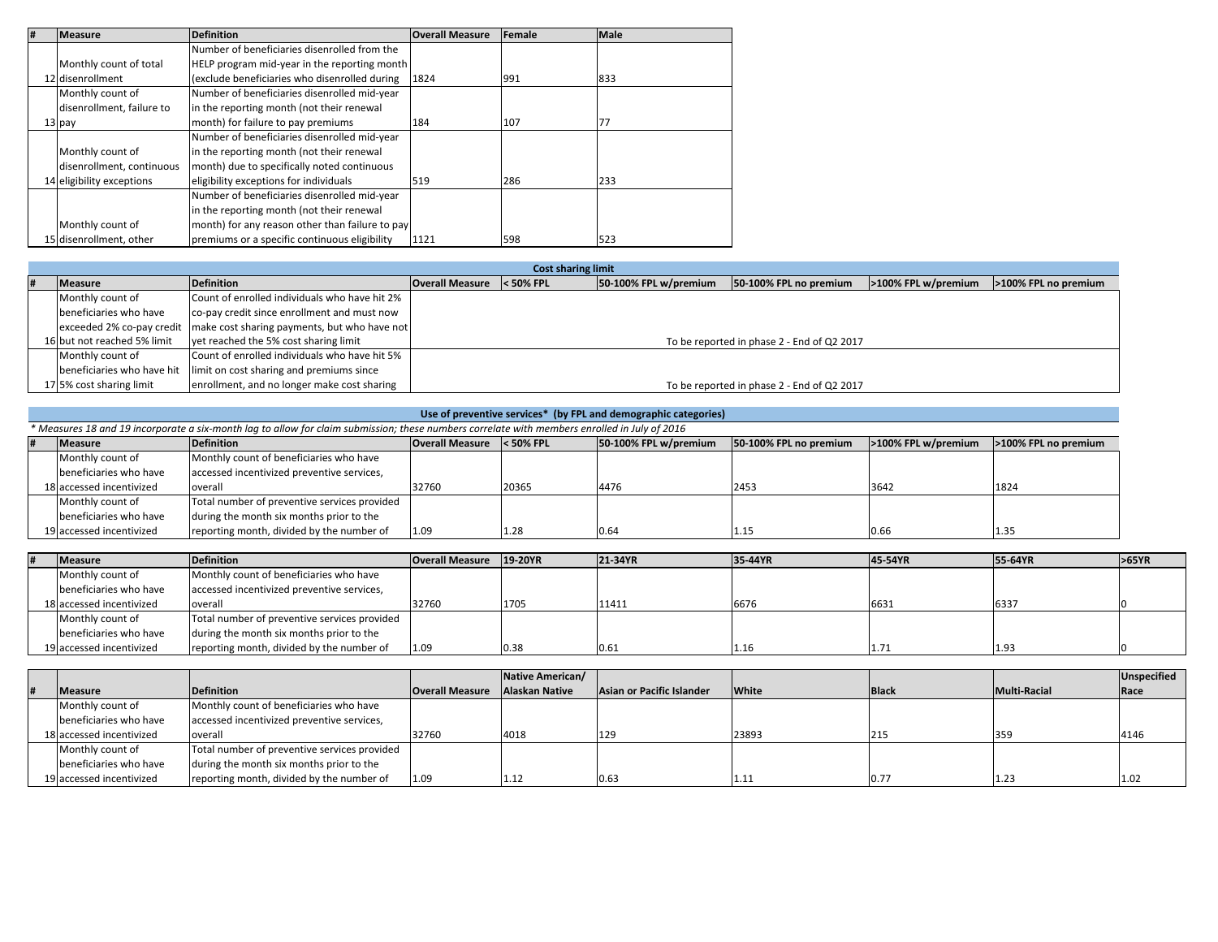| # | Measure | Definition | Overall Measure | Female | Male |
|---|---|---|---|---|---|
| 12 | Monthly count of total disenrollment | Number of beneficiaries disenrolled from the HELP program mid-year in the reporting month (exclude beneficiaries who disenrolled during | 1824 | 991 | 833 |
| 13 | Monthly count of disenrollment, failure to pay | Number of beneficiaries disenrolled mid-year in the reporting month (not their renewal month) for failure to pay premiums | 184 | 107 | 77 |
| 14 | Monthly count of disenrollment, continuous eligibility exceptions | Number of beneficiaries disenrolled mid-year in the reporting month (not their renewal month) due to specifically noted continuous eligibility exceptions for individuals | 519 | 286 | 233 |
| 15 | Monthly count of disenrollment, other | Number of beneficiaries disenrolled mid-year in the reporting month (not their renewal month) for any reason other than failure to pay premiums or a specific continuous eligibility | 1121 | 598 | 523 |

**Cost sharing limit**

| # | Measure | Definition | Overall Measure | < 50% FPL | 50-100% FPL w/premium | 50-100% FPL no premium | >100% FPL w/premium | >100% FPL no premium |
|---|---|---|---|---|---|---|---|---|
| 16 | Monthly count of beneficiaries who have exceeded 2% co-pay credit but not reached 5% limit | Count of enrolled individuals who have hit 2% co-pay credit since enrollment and must now make cost sharing payments, but who have not yet reached the 5% cost sharing limit | To be reported in phase 2 - End of Q2 2017 | | | | | |
| 17 | Monthly count of beneficiaries who have hit 5% cost sharing limit | Count of enrolled individuals who have hit 5% limit on cost sharing and premiums since enrollment, and no longer make cost sharing | To be reported in phase 2 - End of Q2 2017 | | | | | |

**Use of preventive services* (by FPL and demographic categories)**

*\* Measures 18 and 19 incorporate a six-month lag to allow for claim submission; these numbers correlate with members enrolled in July of 2016*

| # | Measure | Definition | Overall Measure | < 50% FPL | 50-100% FPL w/premium | 50-100% FPL no premium | >100% FPL w/premium | >100% FPL no premium |
|---|---|---|---|---|---|---|---|---|
| 18 | Monthly count of beneficiaries who have accessed incentivized | Monthly count of beneficiaries who have accessed incentivized preventive services, overall | 32760 | 20365 | 4476 | 2453 | 3642 | 1824 |
| 19 | Monthly count of beneficiaries who have accessed incentivized | Total number of preventive services provided during the month six months prior to the reporting month, divided by the number of | 1.09 | 1.28 | 0.64 | 1.15 | 0.66 | 1.35 |

| # | Measure | Definition | Overall Measure | 19-20YR | 21-34YR | 35-44YR | 45-54YR | 55-64YR | >65YR |
|---|---|---|---|---|---|---|---|---|---|
| 18 | Monthly count of beneficiaries who have accessed incentivized | Monthly count of beneficiaries who have accessed incentivized preventive services, overall | 32760 | 1705 | 11411 | 6676 | 6631 | 6337 | 0 |
| 19 | Monthly count of beneficiaries who have accessed incentivized | Total number of preventive services provided during the month six months prior to the reporting month, divided by the number of | 1.09 | 0.38 | 0.61 | 1.16 | 1.71 | 1.93 | 0 |

| # | Measure | Definition | Overall Measure | Native American/ Alaskan Native | Asian or Pacific Islander | White | Black | Multi-Racial | Unspecified Race |
|---|---|---|---|---|---|---|---|---|---|
| 18 | Monthly count of beneficiaries who have accessed incentivized | Monthly count of beneficiaries who have accessed incentivized preventive services, overall | 32760 | 4018 | 129 | 23893 | 215 | 359 | 4146 |
| 19 | Monthly count of beneficiaries who have accessed incentivized | Total number of preventive services provided during the month six months prior to the reporting month, divided by the number of | 1.09 | 1.12 | 0.63 | 1.11 | 0.77 | 1.23 | 1.02 |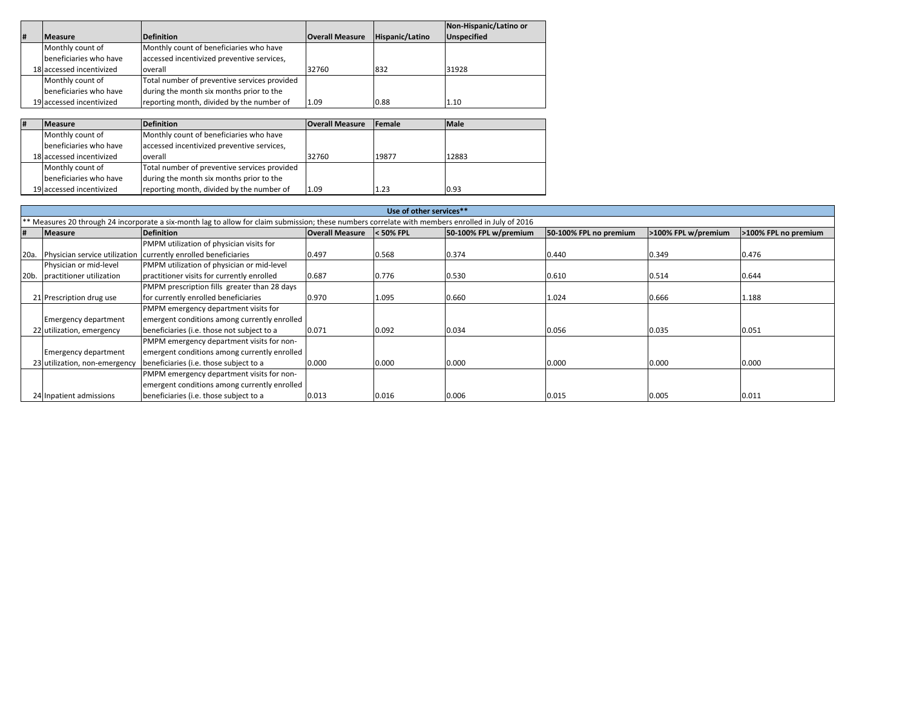| # | Measure | Definition | Overall Measure | Hispanic/Latino | Non-Hispanic/Latino or Unspecified |
|---|---|---|---|---|---|
| 18 | Monthly count of beneficiaries who have accessed incentivized | Monthly count of beneficiaries who have accessed incentivized preventive services, overall | 32760 | 832 | 31928 |
| 19 | Monthly count of beneficiaries who have accessed incentivized | Total number of preventive services provided during the month six months prior to the reporting month, divided by the number of | 1.09 | 0.88 | 1.10 |

| # | Measure | Definition | Overall Measure | Female | Male |
|---|---|---|---|---|---|
| 18 | Monthly count of beneficiaries who have accessed incentivized | Monthly count of beneficiaries who have accessed incentivized preventive services, overall | 32760 | 19877 | 12883 |
| 19 | Monthly count of beneficiaries who have accessed incentivized | Total number of preventive services provided during the month six months prior to the reporting month, divided by the number of | 1.09 | 1.23 | 0.93 |

**Use of other services****

** Measures 20 through 24 incorporate a six-month lag to allow for claim submission; these numbers correlate with members enrolled in July of 2016

| # | Measure | Definition | Overall Measure | < 50% FPL | 50-100% FPL w/premium | 50-100% FPL no premium | >100% FPL w/premium | >100% FPL no premium |
|---|---|---|---|---|---|---|---|---|
| 20a. | Physician service utilization | PMPM utilization of physician visits for currently enrolled beneficiaries | 0.497 | 0.568 | 0.374 | 0.440 | 0.349 | 0.476 |
| 20b. | Physician or mid-level practitioner utilization | PMPM utilization of physician or mid-level practitioner visits for currently enrolled | 0.687 | 0.776 | 0.530 | 0.610 | 0.514 | 0.644 |
| 21 | Prescription drug use | PMPM prescription fills greater than 28 days for currently enrolled beneficiaries | 0.970 | 1.095 | 0.660 | 1.024 | 0.666 | 1.188 |
| 22 | Emergency department utilization, emergency | PMPM emergency department visits for emergent conditions among currently enrolled beneficiaries (i.e. those not subject to a | 0.071 | 0.092 | 0.034 | 0.056 | 0.035 | 0.051 |
| 23 | Emergency department utilization, non-emergency | PMPM emergency department visits for non-emergent conditions among currently enrolled beneficiaries (i.e. those subject to a | 0.000 | 0.000 | 0.000 | 0.000 | 0.000 | 0.000 |
| 24 | Inpatient admissions | PMPM emergency department visits for non-emergent conditions among currently enrolled beneficiaries (i.e. those subject to a | 0.013 | 0.016 | 0.006 | 0.015 | 0.005 | 0.011 |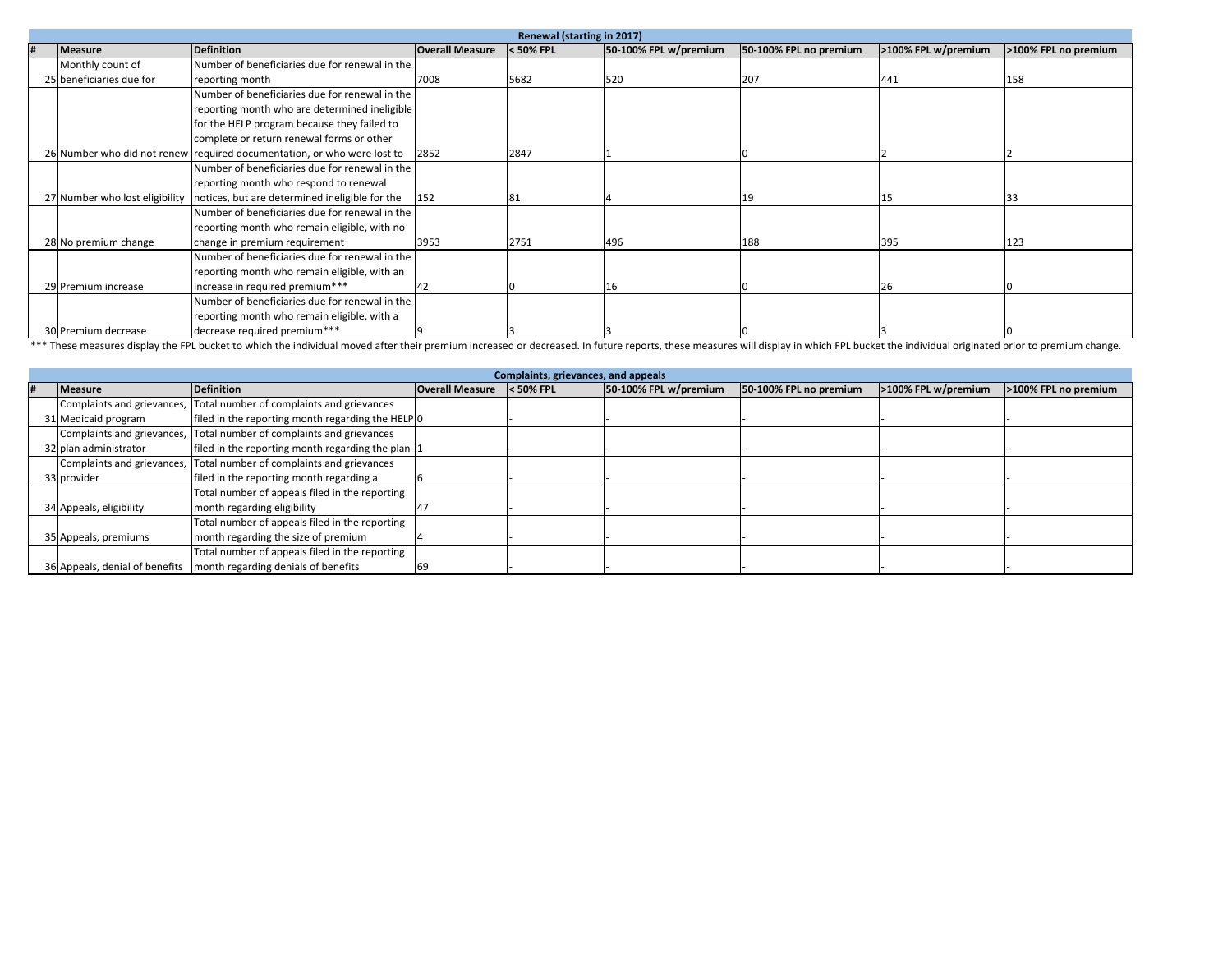| Renewal (starting in 2017) | | | | | | | | |
|---|---|---|---|---|---|---|---|---|
| # | Measure | Definition | Overall Measure | < 50% FPL | 50-100% FPL w/premium | 50-100% FPL no premium | >100% FPL w/premium | >100% FPL no premium |
| 25 | Monthly count of beneficiaries due for | Number of beneficiaries due for renewal in the reporting month | 7008 | 5682 | 520 | 207 | 441 | 158 |
| 26 | Number who did not renew | Number of beneficiaries due for renewal in the reporting month who are determined ineligible for the HELP program because they failed to complete or return renewal forms or other required documentation, or who were lost to | 2852 | 2847 | 1 | 0 | 2 | 2 |
| 27 | Number who lost eligibility | Number of beneficiaries due for renewal in the reporting month who respond to renewal notices, but are determined ineligible for the | 152 | 81 | 4 | 19 | 15 | 33 |
| 28 | No premium change | Number of beneficiaries due for renewal in the reporting month who remain eligible, with no change in premium requirement | 3953 | 2751 | 496 | 188 | 395 | 123 |
| 29 | Premium increase | Number of beneficiaries due for renewal in the reporting month who remain eligible, with an increase in required premium*** | 42 | 0 | 16 | 0 | 26 | 0 |
| 30 | Premium decrease | Number of beneficiaries due for renewal in the reporting month who remain eligible, with a decrease required premium*** | 9 | 3 | 3 | 0 | 3 | 0 |

*** These measures display the FPL bucket to which the individual moved after their premium increased or decreased. In future reports, these measures will display in which FPL bucket the individual originated prior to premium change.

| Complaints, grievances, and appeals | | | | | | | | |
|---|---|---|---|---|---|---|---|---|
| # | Measure | Definition | Overall Measure | < 50% FPL | 50-100% FPL w/premium | 50-100% FPL no premium | >100% FPL w/premium | >100% FPL no premium |
| 31 | Complaints and grievances, Medicaid program | Total number of complaints and grievances filed in the reporting month regarding the HELP | 0 | - | - | - | - | - |
| 32 | Complaints and grievances, plan administrator | Total number of complaints and grievances filed in the reporting month regarding the plan | 1 | - | - | - | - | - |
| 33 | Complaints and grievances, provider | Total number of complaints and grievances filed in the reporting month regarding a | 6 | - | - | - | - | - |
| 34 | Appeals, eligibility | Total number of appeals filed in the reporting month regarding eligibility | 47 | - | - | - | - | - |
| 35 | Appeals, premiums | Total number of appeals filed in the reporting month regarding the size of premium | 4 | - | - | - | - | - |
| 36 | Appeals, denial of benefits | Total number of appeals filed in the reporting month regarding denials of benefits | 69 | - | - | - | - | - |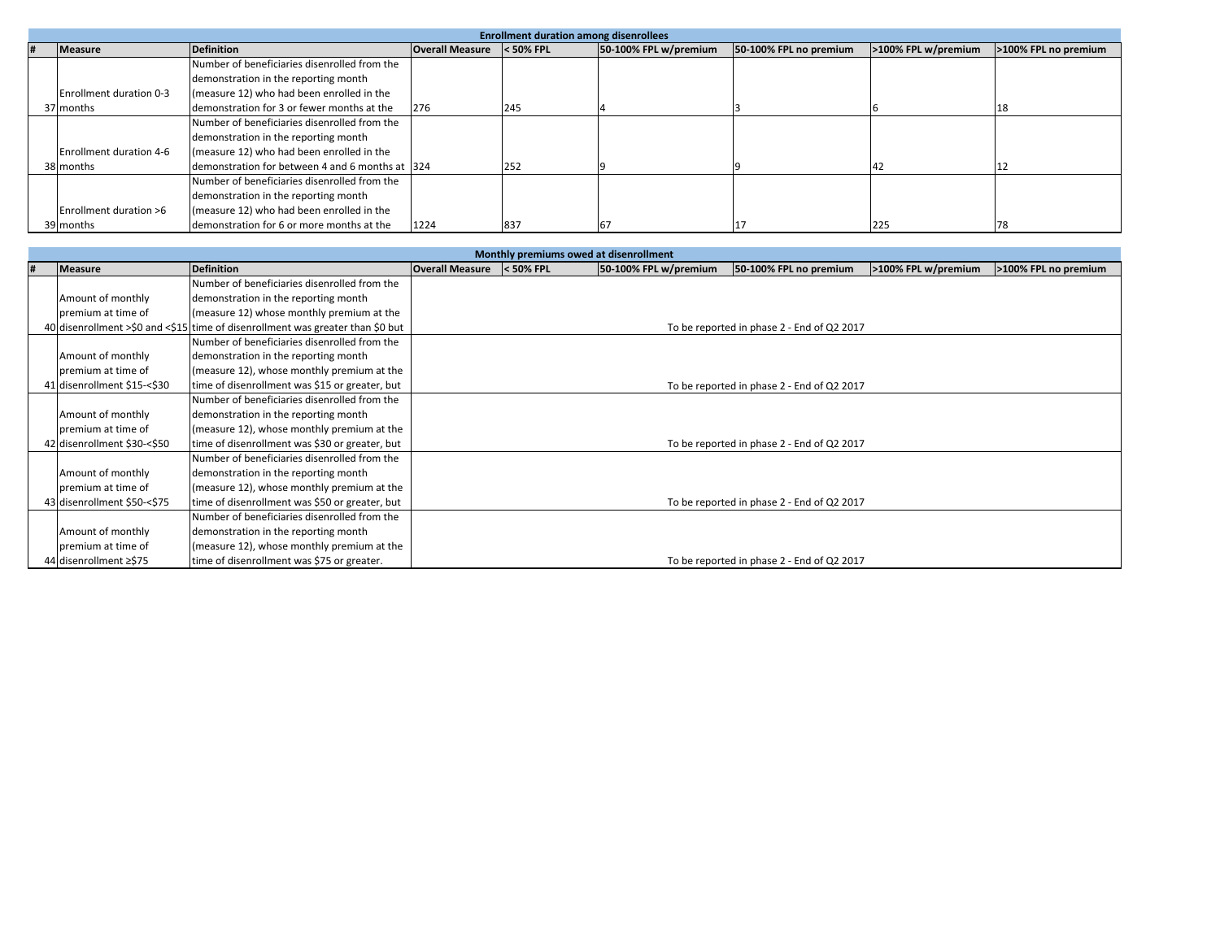| Enrollment duration among disenrollees | | | | | | | | |
|---|---|---|---|---|---|---|---|---|
| # | Measure | Definition | Overall Measure | < 50% FPL | 50-100% FPL w/premium | 50-100% FPL no premium | >100% FPL w/premium | >100% FPL no premium |
| 37 | Enrollment duration 0-3 months | Number of beneficiaries disenrolled from the demonstration in the reporting month (measure 12) who had been enrolled in the demonstration for 3 or fewer months at the | 276 | 245 | 4 | 3 | 6 | 18 |
| 38 | Enrollment duration 4-6 months | Number of beneficiaries disenrolled from the demonstration in the reporting month (measure 12) who had been enrolled in the demonstration for between 4 and 6 months at | 324 | 252 | 9 | 9 | 42 | 12 |
| 39 | Enrollment duration >6 months | Number of beneficiaries disenrolled from the demonstration in the reporting month (measure 12) who had been enrolled in the demonstration for 6 or more months at the | 1224 | 837 | 67 | 17 | 225 | 78 |

| Monthly premiums owed at disenrollment | | | | | | | | |
|---|---|---|---|---|---|---|---|---|
| # | Measure | Definition | Overall Measure | < 50% FPL | 50-100% FPL w/premium | 50-100% FPL no premium | >100% FPL w/premium | >100% FPL no premium |
| 40 | Amount of monthly premium at time of disenrollment >$0 and <$15 | Number of beneficiaries disenrolled from the demonstration in the reporting month (measure 12) whose monthly premium at the time of disenrollment was greater than $0 but | To be reported in phase 2 - End of Q2 2017 | | | | | |
| 41 | Amount of monthly premium at time of disenrollment $15-<$30 | Number of beneficiaries disenrolled from the demonstration in the reporting month (measure 12), whose monthly premium at the time of disenrollment was $15 or greater, but | To be reported in phase 2 - End of Q2 2017 | | | | | |
| 42 | Amount of monthly premium at time of disenrollment $30-<$50 | Number of beneficiaries disenrolled from the demonstration in the reporting month (measure 12), whose monthly premium at the time of disenrollment was $30 or greater, but | To be reported in phase 2 - End of Q2 2017 | | | | | |
| 43 | Amount of monthly premium at time of disenrollment $50-<$75 | Number of beneficiaries disenrolled from the demonstration in the reporting month (measure 12), whose monthly premium at the time of disenrollment was $50 or greater, but | To be reported in phase 2 - End of Q2 2017 | | | | | |
| 44 | Amount of monthly premium at time of disenrollment ≥$75 | Number of beneficiaries disenrolled from the demonstration in the reporting month (measure 12), whose monthly premium at the time of disenrollment was $75 or greater. | To be reported in phase 2 - End of Q2 2017 | | | | | |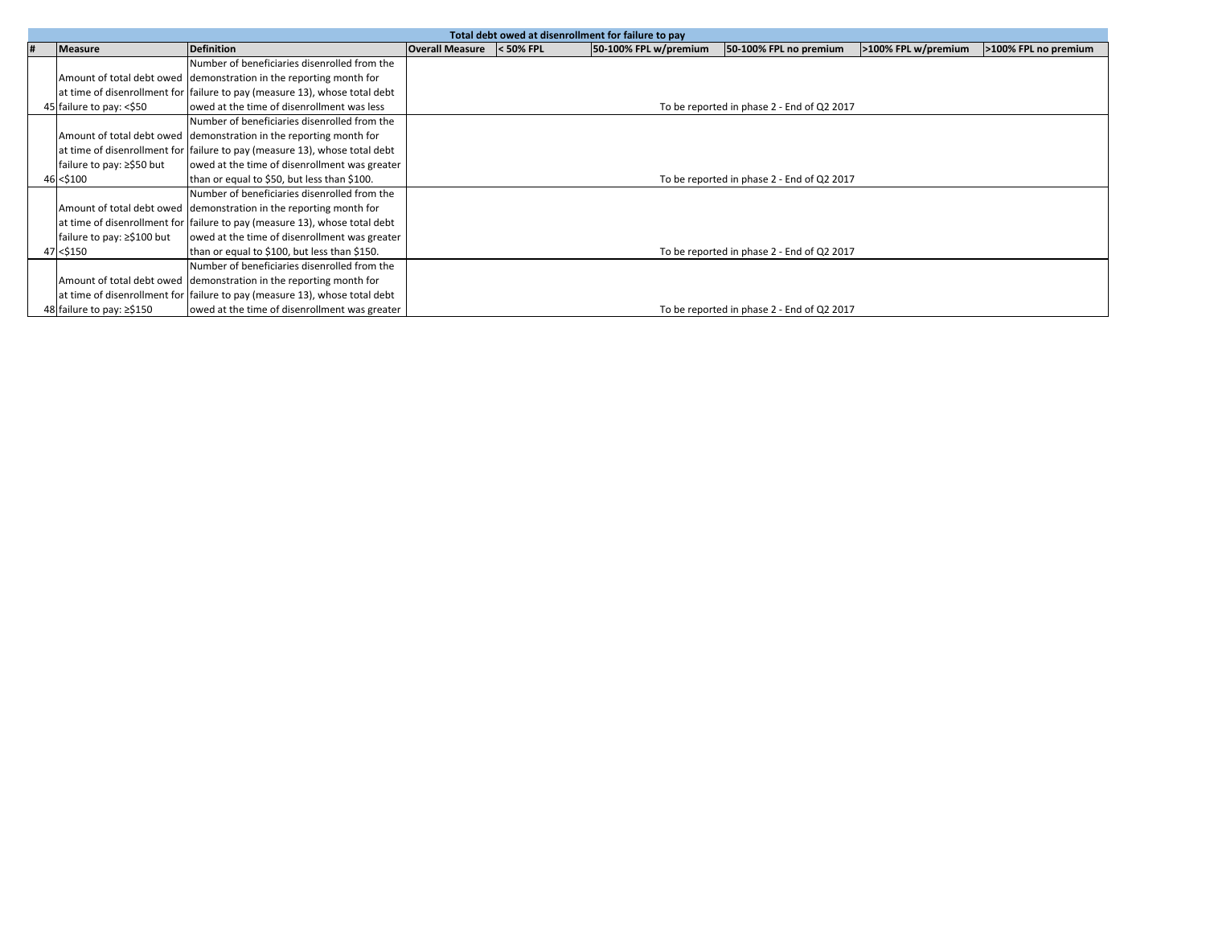| Total debt owed at disenrollment for failure to pay | | | | | | | | | |
|---|---|---|---|---|---|---|---|---|---|
| # | Measure | Definition | Overall Measure | < 50% FPL | 50-100% FPL w/premium | 50-100% FPL no premium | >100% FPL w/premium | >100% FPL no premium |
| 45 | Amount of total debt owed at time of disenrollment for failure to pay: <$50 | Number of beneficiaries disenrolled from the demonstration in the reporting month for failure to pay (measure 13), whose total debt owed at the time of disenrollment was less | To be reported in phase 2 - End of Q2 2017 | | | | | |
| 46 | Amount of total debt owed at time of disenrollment for failure to pay: ≥$50 but <$100 | Number of beneficiaries disenrolled from the demonstration in the reporting month for failure to pay (measure 13), whose total debt owed at the time of disenrollment was greater than or equal to $50, but less than $100. | To be reported in phase 2 - End of Q2 2017 | | | | | |
| 47 | Amount of total debt owed at time of disenrollment for failure to pay: ≥$100 but <$150 | Number of beneficiaries disenrolled from the demonstration in the reporting month for failure to pay (measure 13), whose total debt owed at the time of disenrollment was greater than or equal to $100, but less than $150. | To be reported in phase 2 - End of Q2 2017 | | | | | |
| 48 | Amount of total debt owed at time of disenrollment for failure to pay: ≥$150 | Number of beneficiaries disenrolled from the demonstration in the reporting month for failure to pay (measure 13), whose total debt owed at the time of disenrollment was greater | To be reported in phase 2 - End of Q2 2017 | | | | | |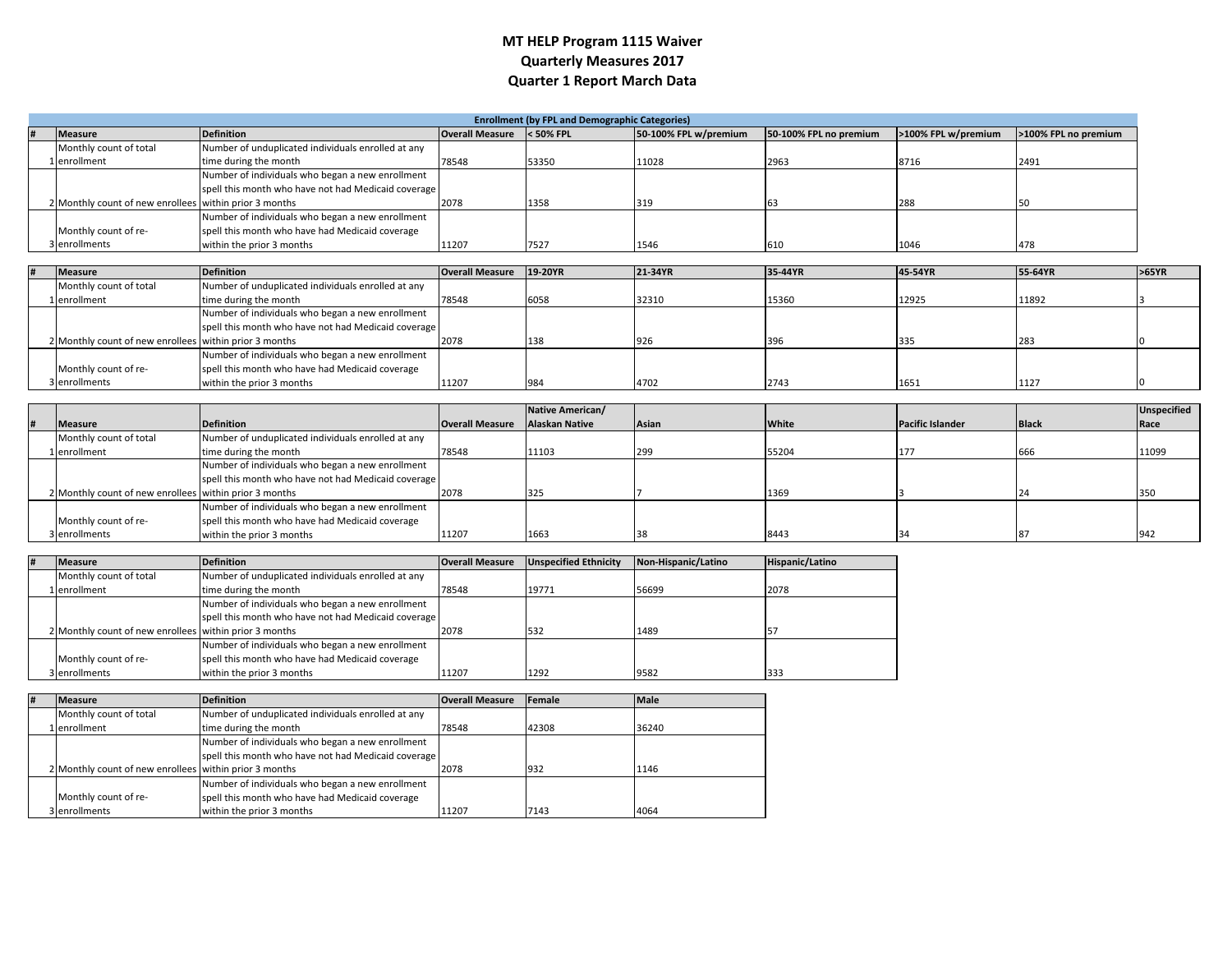# MT HELP Program 1115 Waiver
## Quarterly Measures 2017
## Quarter 1 Report March Data

**Enrollment (by FPL and Demographic Categories)**

| # | Measure | Definition | Overall Measure | < 50% FPL | 50-100% FPL w/premium | 50-100% FPL no premium | >100% FPL w/premium | >100% FPL no premium |
|---|---|---|---|---|---|---|---|---|
| 1 | Monthly count of total enrollment | Number of unduplicated individuals enrolled at any time during the month | 78548 | 53350 | 11028 | 2963 | 8716 | 2491 |
| 2 | Monthly count of new enrollees | Number of individuals who began a new enrollment spell this month who have not had Medicaid coverage within prior 3 months | 2078 | 1358 | 319 | 63 | 288 | 50 |
| 3 | Monthly count of re-enrollments | Number of individuals who began a new enrollment spell this month who have had Medicaid coverage within the prior 3 months | 11207 | 7527 | 1546 | 610 | 1046 | 478 |

| # | Measure | Definition | Overall Measure | 19-20YR | 21-34YR | 35-44YR | 45-54YR | 55-64YR | >65YR |
|---|---|---|---|---|---|---|---|---|---|
| 1 | Monthly count of total enrollment | Number of unduplicated individuals enrolled at any time during the month | 78548 | 6058 | 32310 | 15360 | 12925 | 11892 | 3 |
| 2 | Monthly count of new enrollees | Number of individuals who began a new enrollment spell this month who have not had Medicaid coverage within prior 3 months | 2078 | 138 | 926 | 396 | 335 | 283 | 0 |
| 3 | Monthly count of re-enrollments | Number of individuals who began a new enrollment spell this month who have had Medicaid coverage within the prior 3 months | 11207 | 984 | 4702 | 2743 | 1651 | 1127 | 0 |

| # | Measure | Definition | Overall Measure | Native American/ Alaskan Native | Asian | White | Pacific Islander | Black | Unspecified Race |
|---|---|---|---|---|---|---|---|---|---|
| 1 | Monthly count of total enrollment | Number of unduplicated individuals enrolled at any time during the month | 78548 | 11103 | 299 | 55204 | 177 | 666 | 11099 |
| 2 | Monthly count of new enrollees | Number of individuals who began a new enrollment spell this month who have not had Medicaid coverage within prior 3 months | 2078 | 325 | 7 | 1369 | 3 | 24 | 350 |
| 3 | Monthly count of re-enrollments | Number of individuals who began a new enrollment spell this month who have had Medicaid coverage within the prior 3 months | 11207 | 1663 | 38 | 8443 | 34 | 87 | 942 |

| # | Measure | Definition | Overall Measure | Unspecified Ethnicity | Non-Hispanic/Latino | Hispanic/Latino |
|---|---|---|---|---|---|---|
| 1 | Monthly count of total enrollment | Number of unduplicated individuals enrolled at any time during the month | 78548 | 19771 | 56699 | 2078 |
| 2 | Monthly count of new enrollees | Number of individuals who began a new enrollment spell this month who have not had Medicaid coverage within prior 3 months | 2078 | 532 | 1489 | 57 |
| 3 | Monthly count of re-enrollments | Number of individuals who began a new enrollment spell this month who have had Medicaid coverage within the prior 3 months | 11207 | 1292 | 9582 | 333 |

| # | Measure | Definition | Overall Measure | Female | Male |
|---|---|---|---|---|---|
| 1 | Monthly count of total enrollment | Number of unduplicated individuals enrolled at any time during the month | 78548 | 42308 | 36240 |
| 2 | Monthly count of new enrollees | Number of individuals who began a new enrollment spell this month who have not had Medicaid coverage within prior 3 months | 2078 | 932 | 1146 |
| 3 | Monthly count of re-enrollments | Number of individuals who began a new enrollment spell this month who have had Medicaid coverage within the prior 3 months | 11207 | 7143 | 4064 |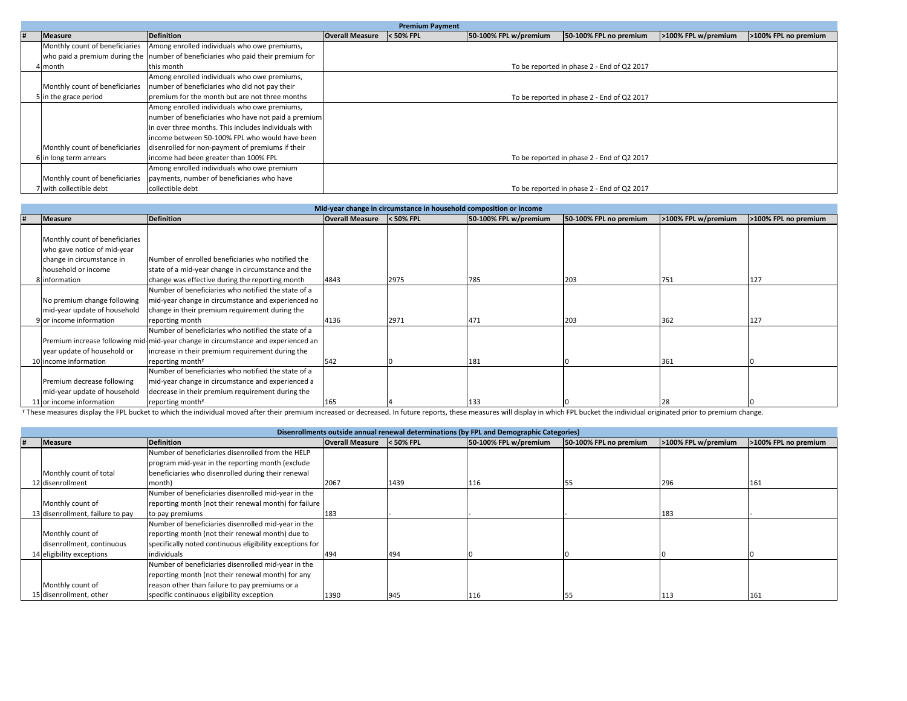| Premium Payment | | | | | | | | |
|---|---|---|---|---|---|---|---|---|
| # | Measure | Definition | Overall Measure | < 50% FPL | 50-100% FPL w/premium | 50-100% FPL no premium | >100% FPL w/premium | >100% FPL no premium |
| 4 | Monthly count of beneficiaries who paid a premium during the month | Among enrolled individuals who owe premiums, number of beneficiaries who paid their premium for this month | To be reported in phase 2 - End of Q2 2017 | | | | | |
| 5 | Monthly count of beneficiaries in the grace period | Among enrolled individuals who owe premiums, number of beneficiaries who did not pay their premium for the month but are not three months | To be reported in phase 2 - End of Q2 2017 | | | | | |
| 6 | Monthly count of beneficiaries in long term arrears | Among enrolled individuals who owe premiums, number of beneficiaries who have not paid a premium in over three months. This includes individuals with income between 50-100% FPL who would have been disenrolled for non-payment of premiums if their income had been greater than 100% FPL | To be reported in phase 2 - End of Q2 2017 | | | | | |
| 7 | Monthly count of beneficiaries with collectible debt | Among enrolled individuals who owe premium payments, number of beneficiaries who have collectible debt | To be reported in phase 2 - End of Q2 2017 | | | | | |

| Mid-year change in circumstance in household composition or income | | | | | | | | |
|---|---|---|---|---|---|---|---|---|
| # | Measure | Definition | Overall Measure | < 50% FPL | 50-100% FPL w/premium | 50-100% FPL no premium | >100% FPL w/premium | >100% FPL no premium |
| 8 | Monthly count of beneficiaries who gave notice of mid-year change in circumstance in household or income information | Number of enrolled beneficiaries who notified the state of a mid-year change in circumstance and the change was effective during the reporting month | 4843 | 2975 | 785 | 203 | 751 | 127 |
| 9 | No premium change following mid-year update of household or income information | Number of beneficiaries who notified the state of a mid-year change in circumstance and experienced no change in their premium requirement during the reporting month | 4136 | 2971 | 471 | 203 | 362 | 127 |
| 10 | Premium increase following mid-year update of household or income information | Number of beneficiaries who notified the state of a mid-year change in circumstance and experienced an increase in their premium requirement during the reporting month[¥] | 542 | 0 | 181 | 0 | 361 | 0 |
| 11 | Premium decrease following mid-year update of household or income information | Number of beneficiaries who notified the state of a mid-year change in circumstance and experienced a decrease in their premium requirement during the reporting month[¥] | 165 | 4 | 133 | 0 | 28 | 0 |

[¥] These measures display the FPL bucket to which the individual moved after their premium increased or decreased. In future reports, these measures will display in which FPL bucket the individual originated prior to premium change.

| Disenrollments outside annual renewal determinations (by FPL and Demographic Categories) | | | | | | | | |
|---|---|---|---|---|---|---|---|---|
| # | Measure | Definition | Overall Measure | < 50% FPL | 50-100% FPL w/premium | 50-100% FPL no premium | >100% FPL w/premium | >100% FPL no premium |
| 12 | Monthly count of total disenrollment | Number of beneficiaries disenrolled from the HELP program mid-year in the reporting month (exclude beneficiaries who disenrolled during their renewal month) | 2067 | 1439 | 116 | 55 | 296 | 161 |
| 13 | Monthly count of disenrollment, failure to pay | Number of beneficiaries disenrolled mid-year in the reporting month (not their renewal month) for failure to pay premiums | 183 | - | - | - | 183 | - |
| 14 | Monthly count of disenrollment, continuous eligibility exceptions | Number of beneficiaries disenrolled mid-year in the reporting month (not their renewal month) due to specifically noted continuous eligibility exceptions for individuals | 494 | 494 | 0 | 0 | 0 | 0 |
| 15 | Monthly count of disenrollment, other | Number of beneficiaries disenrolled mid-year in the reporting month (not their renewal month) for any reason other than failure to pay premiums or a specific continuous eligibility exception | 1390 | 945 | 116 | 55 | 113 | 161 |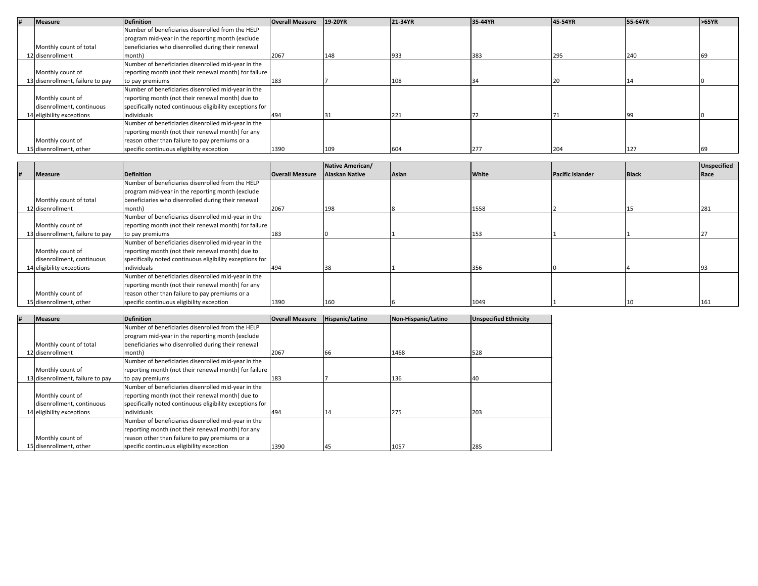| # | Measure | Definition | Overall Measure | 19-20YR | 21-34YR | 35-44YR | 45-54YR | 55-64YR | >65YR |
|---|---|---|---|---|---|---|---|---|---|
| 12 | Monthly count of total disenrollment | Number of beneficiaries disenrolled from the HELP program mid-year in the reporting month (exclude beneficiaries who disenrolled during their renewal month) | 2067 | 148 | 933 | 383 | 295 | 240 | 69 |
| 13 | Monthly count of disenrollment, failure to pay | Number of beneficiaries disenrolled mid-year in the reporting month (not their renewal month) for failure to pay premiums | 183 | 7 | 108 | 34 | 20 | 14 | 0 |
| 14 | Monthly count of disenrollment, continuous eligibility exceptions | Number of beneficiaries disenrolled mid-year in the reporting month (not their renewal month) due to specifically noted continuous eligibility exceptions for individuals | 494 | 31 | 221 | 72 | 71 | 99 | 0 |
| 15 | Monthly count of disenrollment, other | Number of beneficiaries disenrolled mid-year in the reporting month (not their renewal month) for any reason other than failure to pay premiums or a specific continuous eligibility exception | 1390 | 109 | 604 | 277 | 204 | 127 | 69 |

| # | Measure | Definition | Overall Measure | Native American/ Alaskan Native | Asian | White | Pacific Islander | Black | Unspecified Race |
|---|---|---|---|---|---|---|---|---|---|
| 12 | Monthly count of total disenrollment | Number of beneficiaries disenrolled from the HELP program mid-year in the reporting month (exclude beneficiaries who disenrolled during their renewal month) | 2067 | 198 | 8 | 1558 | 2 | 15 | 281 |
| 13 | Monthly count of disenrollment, failure to pay | Number of beneficiaries disenrolled mid-year in the reporting month (not their renewal month) for failure to pay premiums | 183 | 0 | 1 | 153 | 1 | 1 | 27 |
| 14 | Monthly count of disenrollment, continuous eligibility exceptions | Number of beneficiaries disenrolled mid-year in the reporting month (not their renewal month) due to specifically noted continuous eligibility exceptions for individuals | 494 | 38 | 1 | 356 | 0 | 4 | 93 |
| 15 | Monthly count of disenrollment, other | Number of beneficiaries disenrolled mid-year in the reporting month (not their renewal month) for any reason other than failure to pay premiums or a specific continuous eligibility exception | 1390 | 160 | 6 | 1049 | 1 | 10 | 161 |

| # | Measure | Definition | Overall Measure | Hispanic/Latino | Non-Hispanic/Latino | Unspecified Ethnicity |
|---|---|---|---|---|---|---|
| 12 | Monthly count of total disenrollment | Number of beneficiaries disenrolled from the HELP program mid-year in the reporting month (exclude beneficiaries who disenrolled during their renewal month) | 2067 | 66 | 1468 | 528 |
| 13 | Monthly count of disenrollment, failure to pay | Number of beneficiaries disenrolled mid-year in the reporting month (not their renewal month) for failure to pay premiums | 183 | 7 | 136 | 40 |
| 14 | Monthly count of disenrollment, continuous eligibility exceptions | Number of beneficiaries disenrolled mid-year in the reporting month (not their renewal month) due to specifically noted continuous eligibility exceptions for individuals | 494 | 14 | 275 | 203 |
| 15 | Monthly count of disenrollment, other | Number of beneficiaries disenrolled mid-year in the reporting month (not their renewal month) for any reason other than failure to pay premiums or a specific continuous eligibility exception | 1390 | 45 | 1057 | 285 |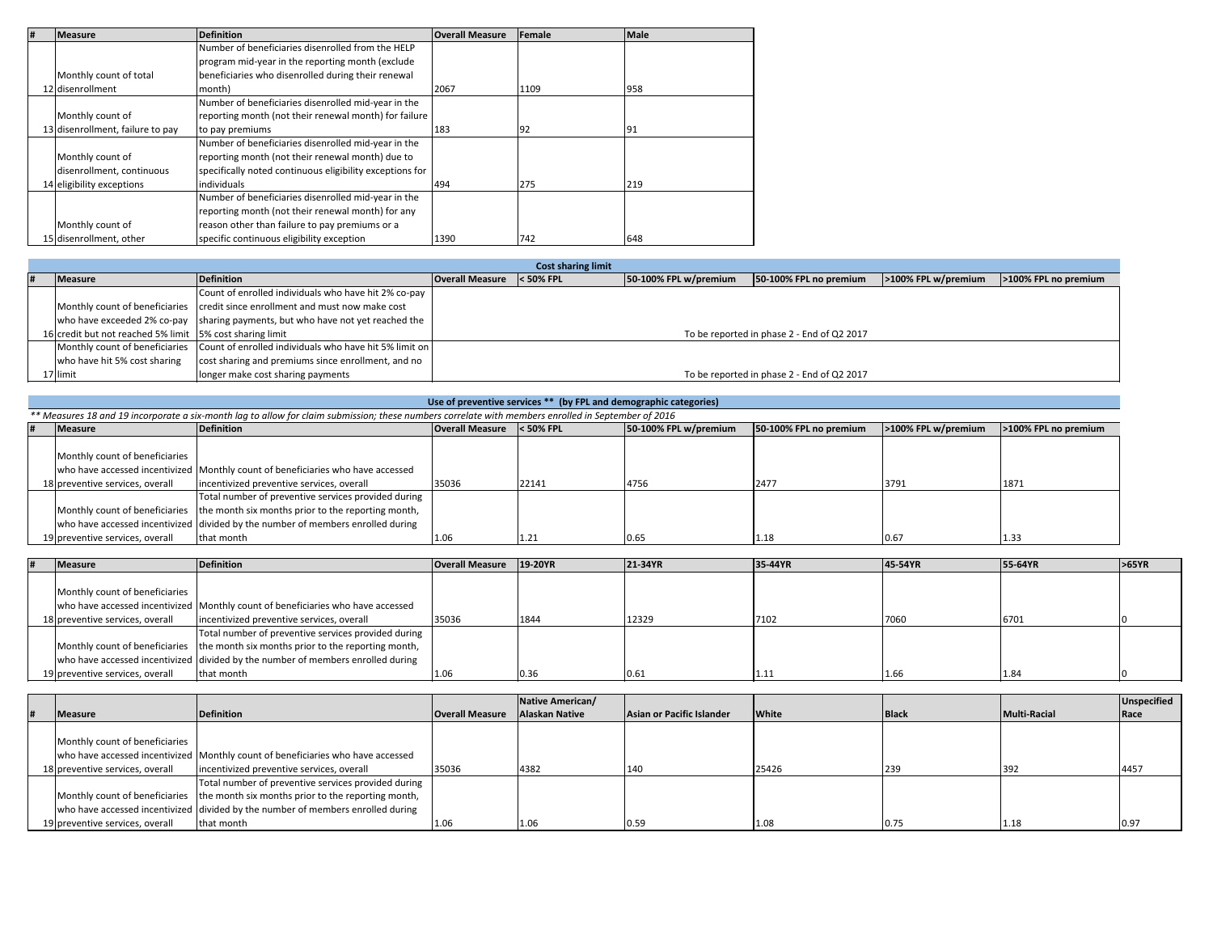| # | Measure | Definition | Overall Measure | Female | Male |
|---|---|---|---|---|---|
| 12 | Monthly count of total disenrollment | Number of beneficiaries disenrolled from the HELP program mid-year in the reporting month (exclude beneficiaries who disenrolled during their renewal month) | 2067 | 1109 | 958 |
| 13 | Monthly count of disenrollment, failure to pay | Number of beneficiaries disenrolled mid-year in the reporting month (not their renewal month) for failure to pay premiums | 183 | 92 | 91 |
| 14 | Monthly count of disenrollment, continuous eligibility exceptions | Number of beneficiaries disenrolled mid-year in the reporting month (not their renewal month) due to specifically noted continuous eligibility exceptions for individuals | 494 | 275 | 219 |
| 15 | Monthly count of disenrollment, other | Number of beneficiaries disenrolled mid-year in the reporting month (not their renewal month) for any reason other than failure to pay premiums or a specific continuous eligibility exception | 1390 | 742 | 648 |

**Cost sharing limit**

| # | Measure | Definition | Overall Measure | < 50% FPL | 50-100% FPL w/premium | 50-100% FPL no premium | >100% FPL w/premium | >100% FPL no premium |
|---|---|---|---|---|---|---|---|---|
| 16 | Monthly count of beneficiaries who have exceeded 2% co-pay credit but not reached 5% limit | Count of enrolled individuals who have hit 2% co-pay credit since enrollment and must now make cost sharing payments, but who have not yet reached the 5% cost sharing limit | To be reported in phase 2 - End of Q2 2017 | | | | | |
| 17 | Monthly count of beneficiaries who have hit 5% cost sharing limit | Count of enrolled individuals who have hit 5% limit on cost sharing and premiums since enrollment, and no longer make cost sharing payments | To be reported in phase 2 - End of Q2 2017 | | | | | |

**Use of preventive services \*\* (by FPL and demographic categories)**

*\*\* Measures 18 and 19 incorporate a six-month lag to allow for claim submission; these numbers correlate with members enrolled in September of 2016*

| # | Measure | Definition | Overall Measure | < 50% FPL | 50-100% FPL w/premium | 50-100% FPL no premium | >100% FPL w/premium | >100% FPL no premium |
|---|---|---|---|---|---|---|---|---|
| 18 | Monthly count of beneficiaries who have accessed incentivized preventive services, overall | Monthly count of beneficiaries who have accessed incentivized preventive services, overall | 35036 | 22141 | 4756 | 2477 | 3791 | 1871 |
| 19 | Monthly count of beneficiaries who have accessed incentivized preventive services, overall | Total number of preventive services provided during the month six months prior to the reporting month, divided by the number of members enrolled during that month | 1.06 | 1.21 | 0.65 | 1.18 | 0.67 | 1.33 |

| # | Measure | Definition | Overall Measure | 19-20YR | 21-34YR | 35-44YR | 45-54YR | 55-64YR | >65YR |
|---|---|---|---|---|---|---|---|---|---|
| 18 | Monthly count of beneficiaries who have accessed incentivized preventive services, overall | Monthly count of beneficiaries who have accessed incentivized preventive services, overall | 35036 | 1844 | 12329 | 7102 | 7060 | 6701 | 0 |
| 19 | Monthly count of beneficiaries who have accessed incentivized preventive services, overall | Total number of preventive services provided during the month six months prior to the reporting month, divided by the number of members enrolled during that month | 1.06 | 0.36 | 0.61 | 1.11 | 1.66 | 1.84 | 0 |

| # | Measure | Definition | Overall Measure | Native American/ Alaskan Native | Asian or Pacific Islander | White | Black | Multi-Racial | Unspecified Race |
|---|---|---|---|---|---|---|---|---|---|
| 18 | Monthly count of beneficiaries who have accessed incentivized preventive services, overall | Monthly count of beneficiaries who have accessed incentivized preventive services, overall | 35036 | 4382 | 140 | 25426 | 239 | 392 | 4457 |
| 19 | Monthly count of beneficiaries who have accessed incentivized preventive services, overall | Total number of preventive services provided during the month six months prior to the reporting month, divided by the number of members enrolled during that month | 1.06 | 1.06 | 0.59 | 1.08 | 0.75 | 1.18 | 0.97 |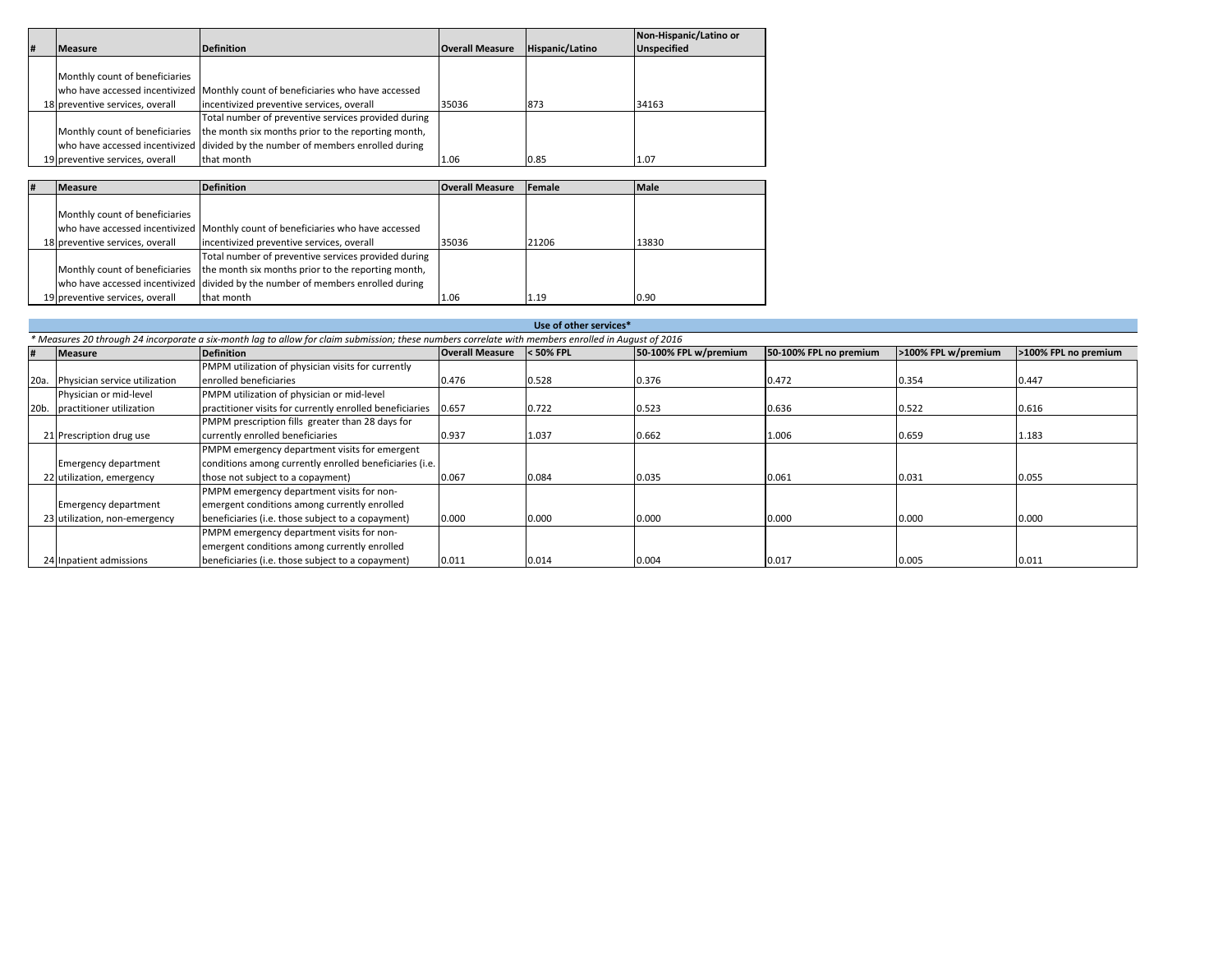| # | Measure | Definition | Overall Measure | Hispanic/Latino | Non-Hispanic/Latino or Unspecified |
|---|---|---|---|---|---|
| 18 | Monthly count of beneficiaries who have accessed incentivized preventive services, overall | Monthly count of beneficiaries who have accessed incentivized preventive services, overall | 35036 | 873 | 34163 |
| 19 | Monthly count of beneficiaries who have accessed incentivized preventive services, overall | Total number of preventive services provided during the month six months prior to the reporting month, divided by the number of members enrolled during that month | 1.06 | 0.85 | 1.07 |

| # | Measure | Definition | Overall Measure | Female | Male |
|---|---|---|---|---|---|
| 18 | Monthly count of beneficiaries who have accessed incentivized preventive services, overall | Monthly count of beneficiaries who have accessed incentivized preventive services, overall | 35036 | 21206 | 13830 |
| 19 | Monthly count of beneficiaries who have accessed incentivized preventive services, overall | Total number of preventive services provided during the month six months prior to the reporting month, divided by the number of members enrolled during that month | 1.06 | 1.19 | 0.90 |

**Use of other services***

*\* Measures 20 through 24 incorporate a six-month lag to allow for claim submission; these numbers correlate with members enrolled in August of 2016*

| # | Measure | Definition | Overall Measure | < 50% FPL | 50-100% FPL w/premium | 50-100% FPL no premium | >100% FPL w/premium | >100% FPL no premium |
|---|---|---|---|---|---|---|---|---|
| 20a. | Physician service utilization | PMPM utilization of physician visits for currently enrolled beneficiaries | 0.476 | 0.528 | 0.376 | 0.472 | 0.354 | 0.447 |
| 20b. | Physician or mid-level practitioner utilization | PMPM utilization of physician or mid-level practitioner visits for currently enrolled beneficiaries | 0.657 | 0.722 | 0.523 | 0.636 | 0.522 | 0.616 |
| 21 | Prescription drug use | PMPM prescription fills greater than 28 days for currently enrolled beneficiaries | 0.937 | 1.037 | 0.662 | 1.006 | 0.659 | 1.183 |
| 22 | Emergency department utilization, emergency | PMPM emergency department visits for emergent conditions among currently enrolled beneficiaries (i.e. those not subject to a copayment) | 0.067 | 0.084 | 0.035 | 0.061 | 0.031 | 0.055 |
| 23 | Emergency department utilization, non-emergency | PMPM emergency department visits for non-emergent conditions among currently enrolled beneficiaries (i.e. those subject to a copayment) | 0.000 | 0.000 | 0.000 | 0.000 | 0.000 | 0.000 |
| 24 | Inpatient admissions | PMPM emergency department visits for non-emergent conditions among currently enrolled beneficiaries (i.e. those subject to a copayment) | 0.011 | 0.014 | 0.004 | 0.017 | 0.005 | 0.011 |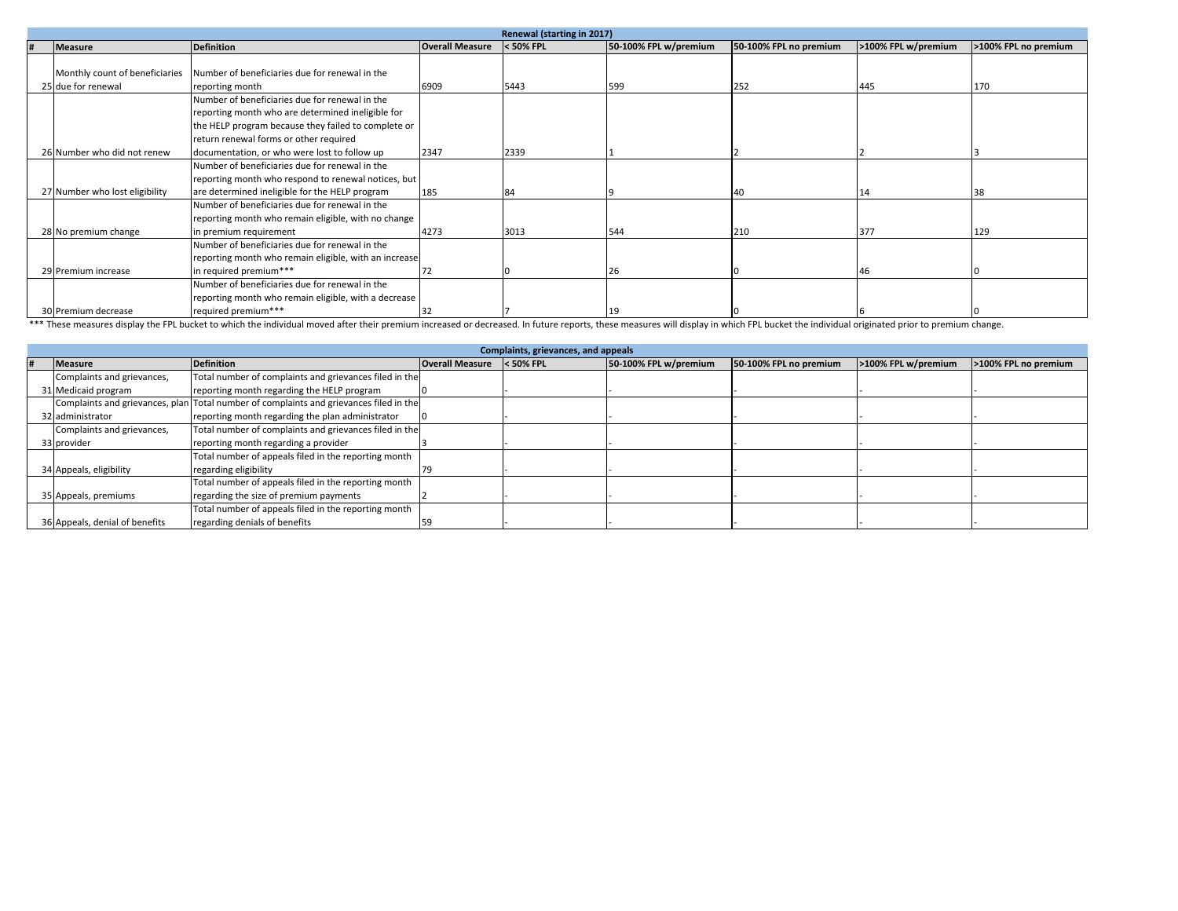| Renewal (starting in 2017) | | | | | | | | |
|---|---|---|---|---|---|---|---|---|
| # | Measure | Definition | Overall Measure | < 50% FPL | 50-100% FPL w/premium | 50-100% FPL no premium | >100% FPL w/premium | >100% FPL no premium |
| 25 | Monthly count of beneficiaries due for renewal | Number of beneficiaries due for renewal in the reporting month | 6909 | 5443 | 599 | 252 | 445 | 170 |
| 26 | Number who did not renew | Number of beneficiaries due for renewal in the reporting month who are determined ineligible for the HELP program because they failed to complete or return renewal forms or other required documentation, or who were lost to follow up | 2347 | 2339 | 1 | 2 | 2 | 3 |
| 27 | Number who lost eligibility | Number of beneficiaries due for renewal in the reporting month who respond to renewal notices, but are determined ineligible for the HELP program | 185 | 84 | 9 | 40 | 14 | 38 |
| 28 | No premium change | Number of beneficiaries due for renewal in the reporting month who remain eligible, with no change in premium requirement | 4273 | 3013 | 544 | 210 | 377 | 129 |
| 29 | Premium increase | Number of beneficiaries due for renewal in the reporting month who remain eligible, with an increase in required premium*** | 72 | 0 | 26 | 0 | 46 | 0 |
| 30 | Premium decrease | Number of beneficiaries due for renewal in the reporting month who remain eligible, with a decrease required premium*** | 32 | 7 | 19 | 0 | 6 | 0 |

*** These measures display the FPL bucket to which the individual moved after their premium increased or decreased. In future reports, these measures will display in which FPL bucket the individual originated prior to premium change.

| Complaints, grievances, and appeals | | | | | | | | |
|---|---|---|---|---|---|---|---|---|
| # | Measure | Definition | Overall Measure | < 50% FPL | 50-100% FPL w/premium | 50-100% FPL no premium | >100% FPL w/premium | >100% FPL no premium |
| 31 | Complaints and grievances, Medicaid program | Total number of complaints and grievances filed in the reporting month regarding the HELP program | 0 | - | - | - | - | - |
| 32 | Complaints and grievances, plan administrator | Total number of complaints and grievances filed in the reporting month regarding the plan administrator | 0 | - | - | - | - | - |
| 33 | Complaints and grievances, provider | Total number of complaints and grievances filed in the reporting month regarding a provider | 3 | - | - | - | - | - |
| 34 | Appeals, eligibility | Total number of appeals filed in the reporting month regarding eligibility | 79 | - | - | - | - | - |
| 35 | Appeals, premiums | Total number of appeals filed in the reporting month regarding the size of premium payments | 2 | - | - | - | - | - |
| 36 | Appeals, denial of benefits | Total number of appeals filed in the reporting month regarding denials of benefits | 59 | - | - | - | - | - |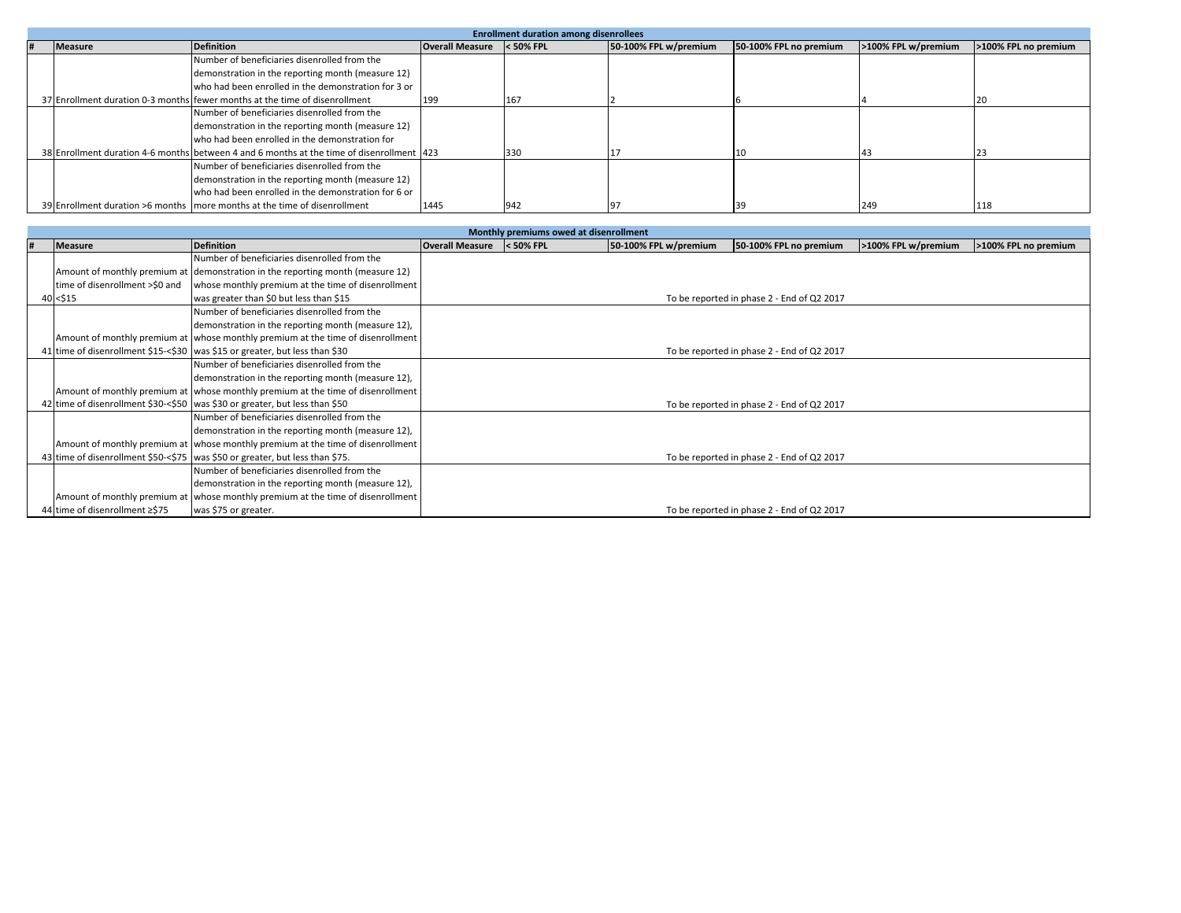| # | Measure | Definition | Overall Measure | < 50% FPL | 50-100% FPL w/premium | 50-100% FPL no premium | >100% FPL w/premium | >100% FPL no premium |
|---|---|---|---|---|---|---|---|---|
| **Enrollment duration among disenrollees** | | | | | | | | |
| 37 | Enrollment duration 0-3 months | Number of beneficiaries disenrolled from the demonstration in the reporting month (measure 12) who had been enrolled in the demonstration for 3 or fewer months at the time of disenrollment | 199 | 167 | 2 | 6 | 4 | 20 |
| 38 | Enrollment duration 4-6 months | Number of beneficiaries disenrolled from the demonstration in the reporting month (measure 12) who had been enrolled in the demonstration for between 4 and 6 months at the time of disenrollment | 423 | 330 | 17 | 10 | 43 | 23 |
| 39 | Enrollment duration >6 months | Number of beneficiaries disenrolled from the demonstration in the reporting month (measure 12) who had been enrolled in the demonstration for 6 or more months at the time of disenrollment | 1445 | 942 | 97 | 39 | 249 | 118 |

| # | Measure | Definition | Overall Measure | < 50% FPL | 50-100% FPL w/premium | 50-100% FPL no premium | >100% FPL w/premium | >100% FPL no premium |
|---|---|---|---|---|---|---|---|---|
| **Monthly premiums owed at disenrollment** | | | | | | | | |
| 40 | Amount of monthly premium at time of disenrollment >$0 and <$15 | Number of beneficiaries disenrolled from the demonstration in the reporting month (measure 12) whose monthly premium at the time of disenrollment was greater than $0 but less than $15 | To be reported in phase 2 - End of Q2 2017 | | | | | |
| 41 | Amount of monthly premium at time of disenrollment $15-<$30 | Number of beneficiaries disenrolled from the demonstration in the reporting month (measure 12), whose monthly premium at the time of disenrollment was $15 or greater, but less than $30 | To be reported in phase 2 - End of Q2 2017 | | | | | |
| 42 | Amount of monthly premium at time of disenrollment $30-<$50 | Number of beneficiaries disenrolled from the demonstration in the reporting month (measure 12), whose monthly premium at the time of disenrollment was $30 or greater, but less than $50 | To be reported in phase 2 - End of Q2 2017 | | | | | |
| 43 | Amount of monthly premium at time of disenrollment $50-<$75 | Number of beneficiaries disenrolled from the demonstration in the reporting month (measure 12), whose monthly premium at the time of disenrollment was $50 or greater, but less than $75. | To be reported in phase 2 - End of Q2 2017 | | | | | |
| 44 | Amount of monthly premium at time of disenrollment ≥$75 | Number of beneficiaries disenrolled from the demonstration in the reporting month (measure 12), whose monthly premium at the time of disenrollment was $75 or greater. | To be reported in phase 2 - End of Q2 2017 | | | | | |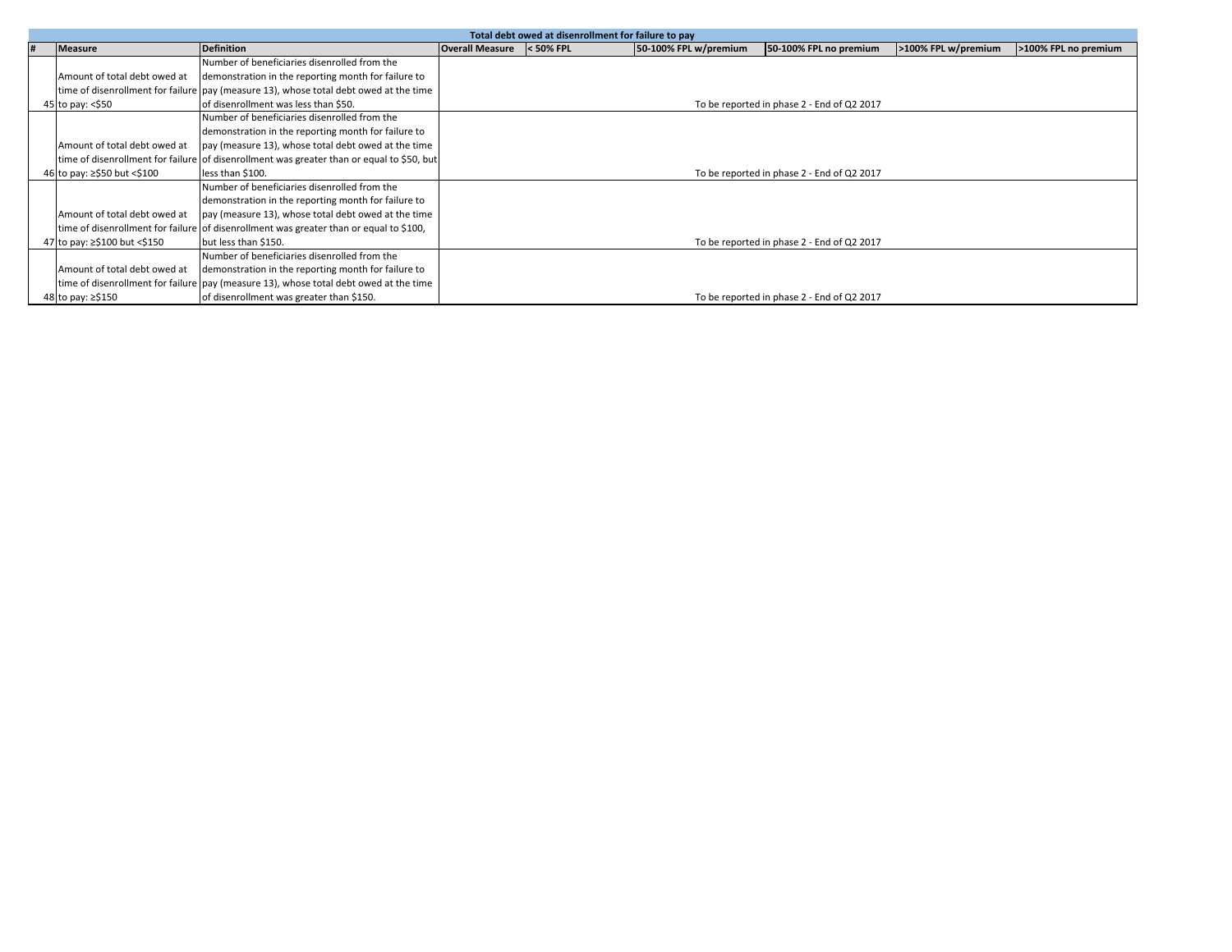| Total debt owed at disenrollment for failure to pay | | | | | | | | |
|---|---|---|---|---|---|---|---|---|
| # | Measure | Definition | Overall Measure | < 50% FPL | 50-100% FPL w/premium | 50-100% FPL no premium | >100% FPL w/premium | >100% FPL no premium |
| 45 | Amount of total debt owed at time of disenrollment for failure to pay: <$50 | Number of beneficiaries disenrolled from the demonstration in the reporting month for failure to pay (measure 13), whose total debt owed at the time of disenrollment was less than $50. | To be reported in phase 2 - End of Q2 2017 | | | | | |
| 46 | Amount of total debt owed at time of disenrollment for failure to pay: ≥$50 but <$100 | Number of beneficiaries disenrolled from the demonstration in the reporting month for failure to pay (measure 13), whose total debt owed at the time of disenrollment was greater than or equal to $50, but less than $100. | To be reported in phase 2 - End of Q2 2017 | | | | | |
| 47 | Amount of total debt owed at time of disenrollment for failure to pay: ≥$100 but <$150 | Number of beneficiaries disenrolled from the demonstration in the reporting month for failure to pay (measure 13), whose total debt owed at the time of disenrollment was greater than or equal to $100, but less than $150. | To be reported in phase 2 - End of Q2 2017 | | | | | |
| 48 | Amount of total debt owed at time of disenrollment for failure to pay: ≥$150 | Number of beneficiaries disenrolled from the demonstration in the reporting month for failure to pay (measure 13), whose total debt owed at the time of disenrollment was greater than $150. | To be reported in phase 2 - End of Q2 2017 | | | | | |